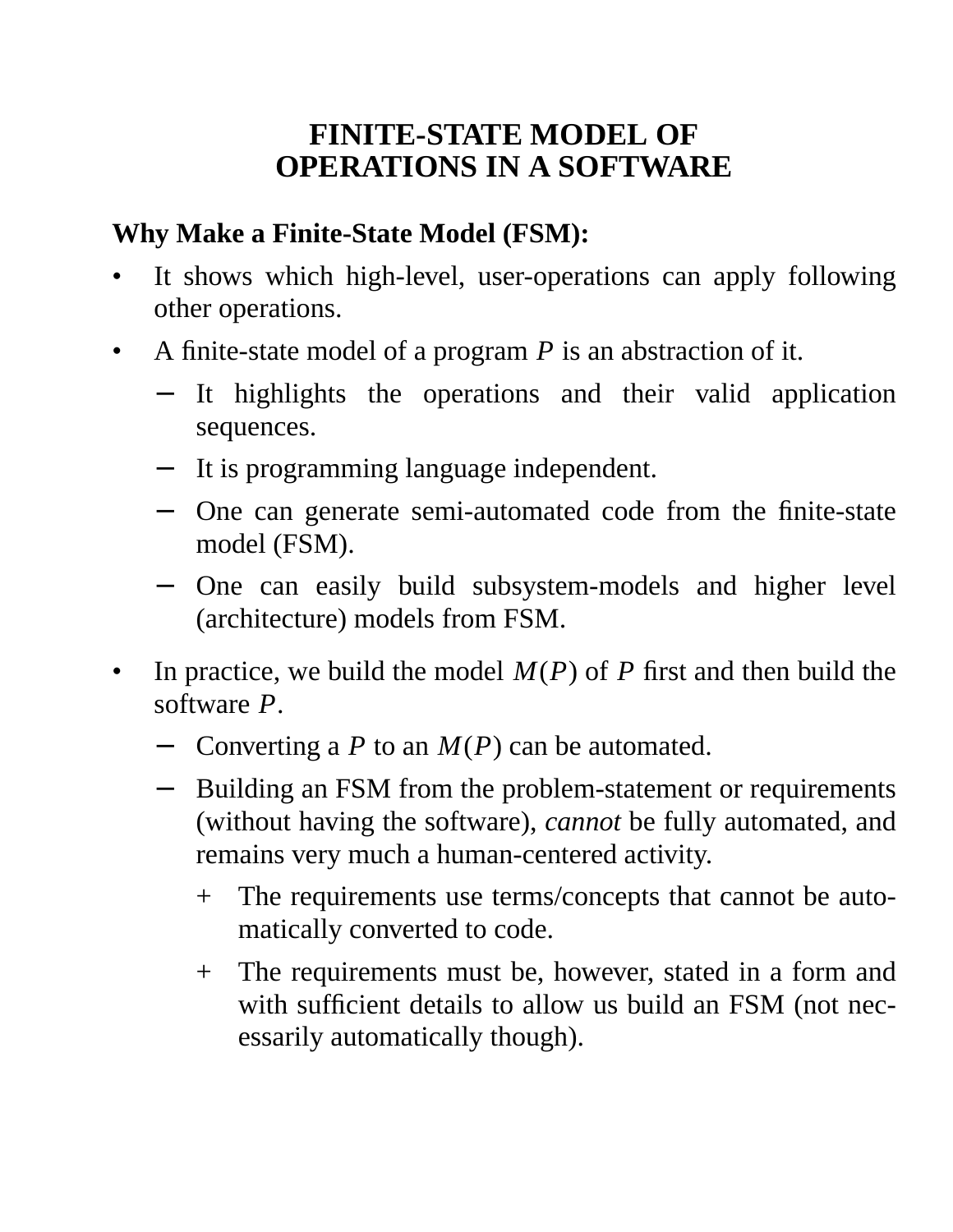# FINITE-STATE MODEL OF OPERATIONS IN A SOFTWARE

**Why Make a Finite-State Model (FSM):**

- It shows which high-level, user-operations can apply following other operations.
- A finite-state model of a program $P$ is an abstraction of it.
  - It highlights the operations and their valid application sequences.
  - It is programming language independent.
  - One can generate semi-automated code from the finite-state model (FSM).
  - One can easily build subsystem-models and higher level (architecture) models from FSM.
- In practice, we build the model $M(P)$ of $P$ first and then build the software $P$.
  - Converting a $P$ to an $M(P)$ can be automated.
  - Building an FSM from the problem-statement or requirements (without having the software), *cannot* be fully automated, and remains very much a human-centered activity.
    - The requirements use terms/concepts that cannot be automatically converted to code.
    - The requirements must be, however, stated in a form and with sufficient details to allow us build an FSM (not necessarily automatically though).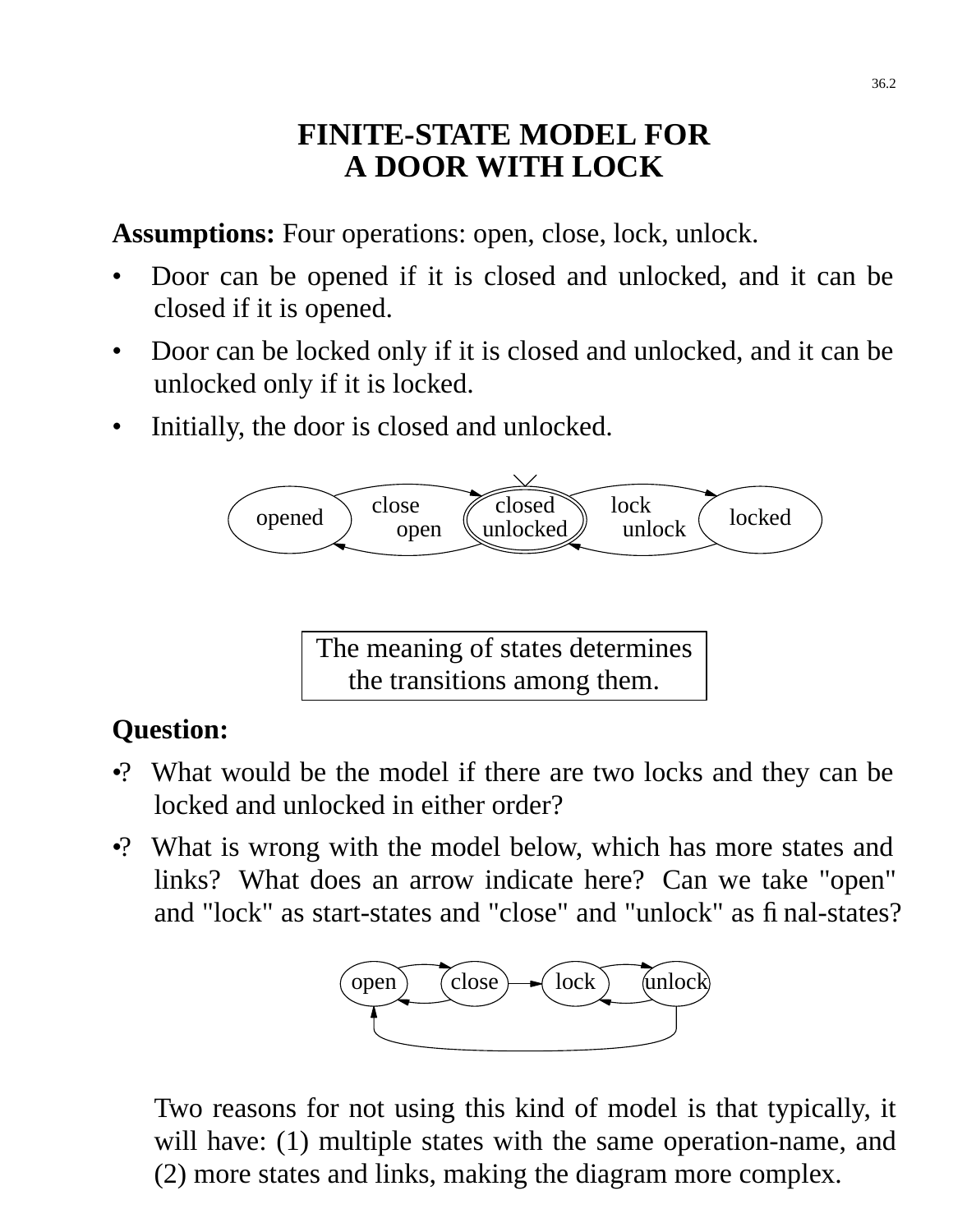# FINITE-STATE MODEL FOR A DOOR WITH LOCK

**Assumptions:** Four operations: open, close, lock, unlock.

- Door can be opened if it is closed and unlocked, and it can be closed if it is opened.
- Door can be locked only if it is closed and unlocked, and it can be unlocked only if it is locked.
- Initially, the door is closed and unlocked.

opened — close → closed unlocked; closed unlocked — open → opened; closed unlocked — lock → locked; locked — unlock → closed unlocked

> The meaning of states determines the transitions among them.

**Question:**

•? What would be the model if there are two locks and they can be locked and unlocked in either order?

•? What is wrong with the model below, which has more states and links? What does an arrow indicate here? Can we take "open" and "lock" as start-states and "close" and "unlock" as final-states?

open, close, lock, unlock

Two reasons for not using this kind of model is that typically, it will have: (1) multiple states with the same operation-name, and (2) more states and links, making the diagram more complex.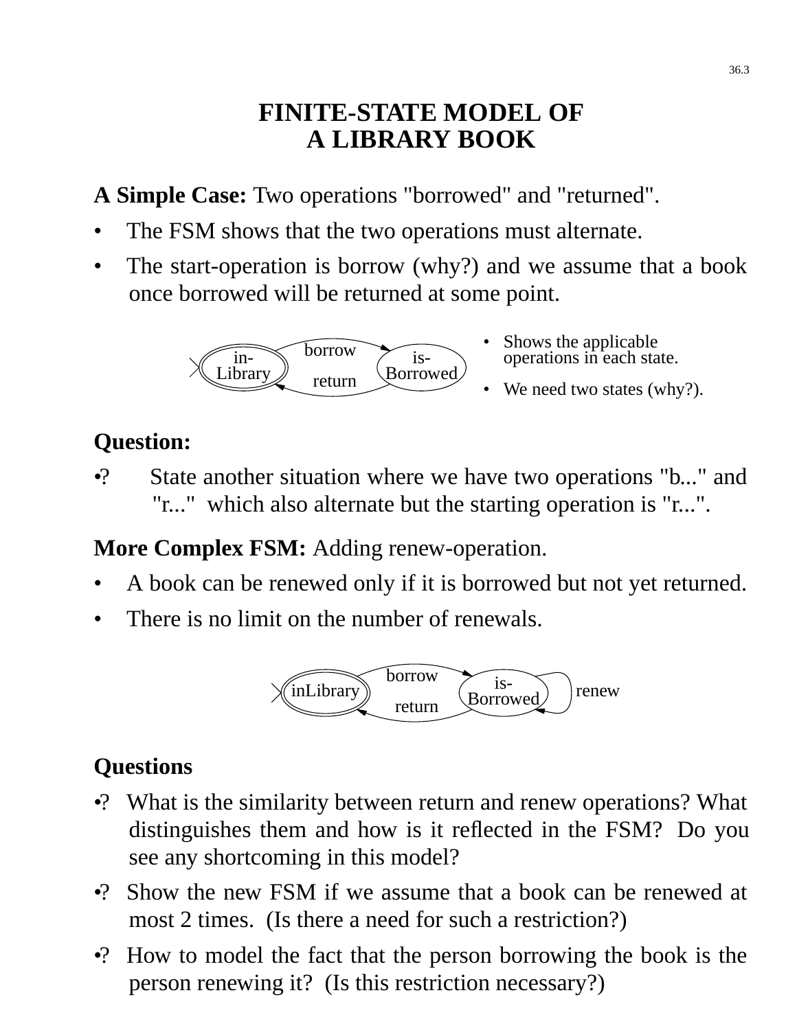# FINITE-STATE MODEL OF A LIBRARY BOOK

**A Simple Case:** Two operations "borrowed" and "returned".

- The FSM shows that the two operations must alternate.
- The start-operation is borrow (why?) and we assume that a book once borrowed will be returned at some point.

in-Library → borrow → is-Borrowed; is-Borrowed → return → in-Library

- Shows the applicable operations in each state.
- We need two states (why?).

**Question:**

- ? State another situation where we have two operations "b..." and "r..." which also alternate but the starting operation is "r...".

**More Complex FSM:** Adding renew-operation.

- A book can be renewed only if it is borrowed but not yet returned.
- There is no limit on the number of renewals.

inLibrary → borrow → is-Borrowed; is-Borrowed → return → inLibrary; is-Borrowed → renew → is-Borrowed

**Questions**

- ? What is the similarity between return and renew operations? What distinguishes them and how is it reflected in the FSM? Do you see any shortcoming in this model?
- ? Show the new FSM if we assume that a book can be renewed at most 2 times. (Is there a need for such a restriction?)
- ? How to model the fact that the person borrowing the book is the person renewing it? (Is this restriction necessary?)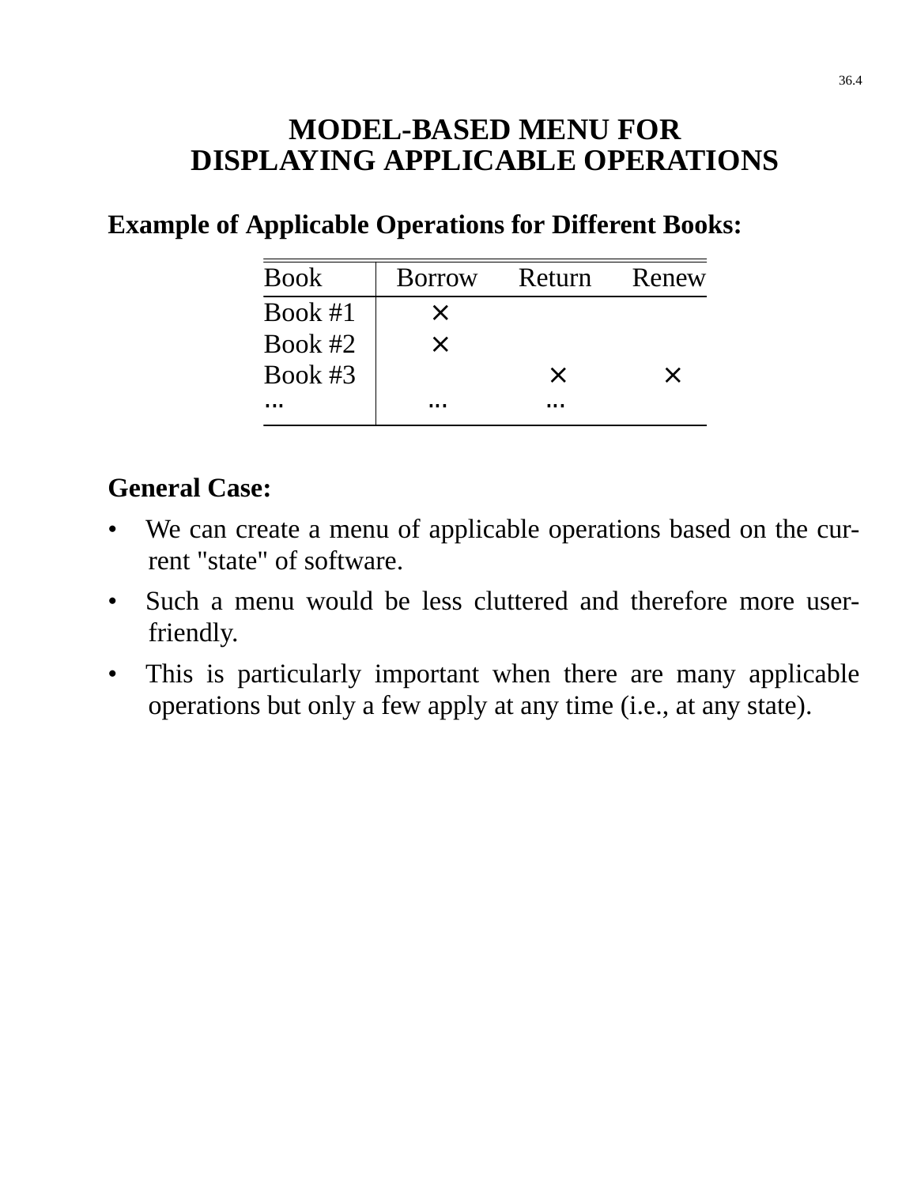# MODEL-BASED MENU FOR DISPLAYING APPLICABLE OPERATIONS

**Example of Applicable Operations for Different Books:**

| Book | Borrow | Return | Renew |
|---|---|---|---|
| Book #1 | × | | |
| Book #2 | × | | |
| Book #3 | | × | × |
| ... | ... | ... | |

**General Case:**

- We can create a menu of applicable operations based on the current "state" of software.
- Such a menu would be less cluttered and therefore more user-friendly.
- This is particularly important when there are many applicable operations but only a few apply at any time (i.e., at any state).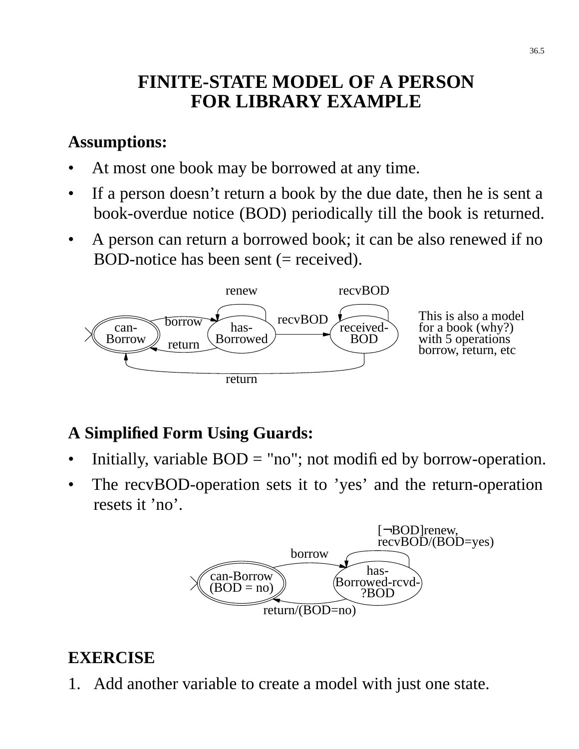# FINITE-STATE MODEL OF A PERSON FOR LIBRARY EXAMPLE

**Assumptions:**

- At most one book may be borrowed at any time.
- If a person doesn't return a book by the due date, then he is sent a book-overdue notice (BOD) periodically till the book is returned.
- A person can return a borrowed book; it can be also renewed if no BOD-notice has been sent (= received).

renew recvBOD

recvBOD

borrow

can-Borrow has-Borrowed received-BOD

return

return

This is also a model for a book (why?) with 5 operations borrow, return, etc

**A Simplified Form Using Guards:**

- Initially, variable BOD = "no"; not modified by borrow-operation.
- The recvBOD-operation sets it to 'yes' and the return-operation resets it 'no'.

[¬BOD]renew, recvBOD/(BOD=yes)

borrow

can-Borrow (BOD = no) has-Borrowed-rcvd-?BOD

return/(BOD=no)

**EXERCISE**

1. Add another variable to create a model with just one state.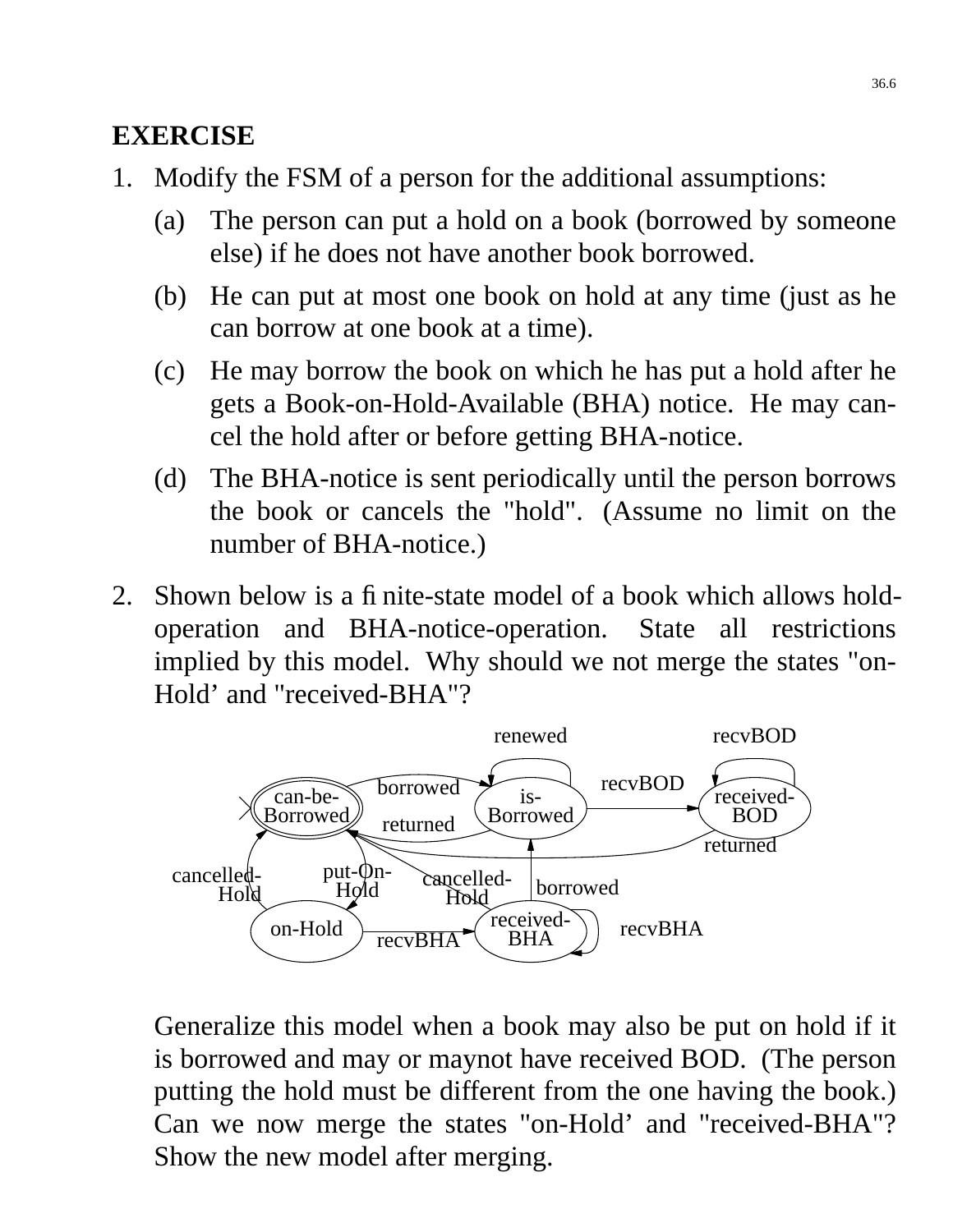## EXERCISE

1. Modify the FSM of a person for the additional assumptions:

   (a) The person can put a hold on a book (borrowed by someone else) if he does not have another book borrowed.

   (b) He can put at most one book on hold at any time (just as he can borrow at one book at a time).

   (c) He may borrow the book on which he has put a hold after he gets a Book-on-Hold-Available (BHA) notice. He may cancel the hold after or before getting BHA-notice.

   (d) The BHA-notice is sent periodically until the person borrows the book or cancels the "hold". (Assume no limit on the number of BHA-notice.)

2. Shown below is a finite-state model of a book which allows hold-operation and BHA-notice-operation. State all restrictions implied by this model. Why should we not merge the states "on-Hold' and "received-BHA"?

   renewed recvBOD borrowed recvBOD can-be-Borrowed is-Borrowed received-BOD returned returned cancelled-Hold put-On-Hold cancelled-Hold borrowed on-Hold received-BHA recvBHA recvBHA

   Generalize this model when a book may also be put on hold if it is borrowed and may or maynot have received BOD. (The person putting the hold must be different from the one having the book.) Can we now merge the states "on-Hold' and "received-BHA"? Show the new model after merging.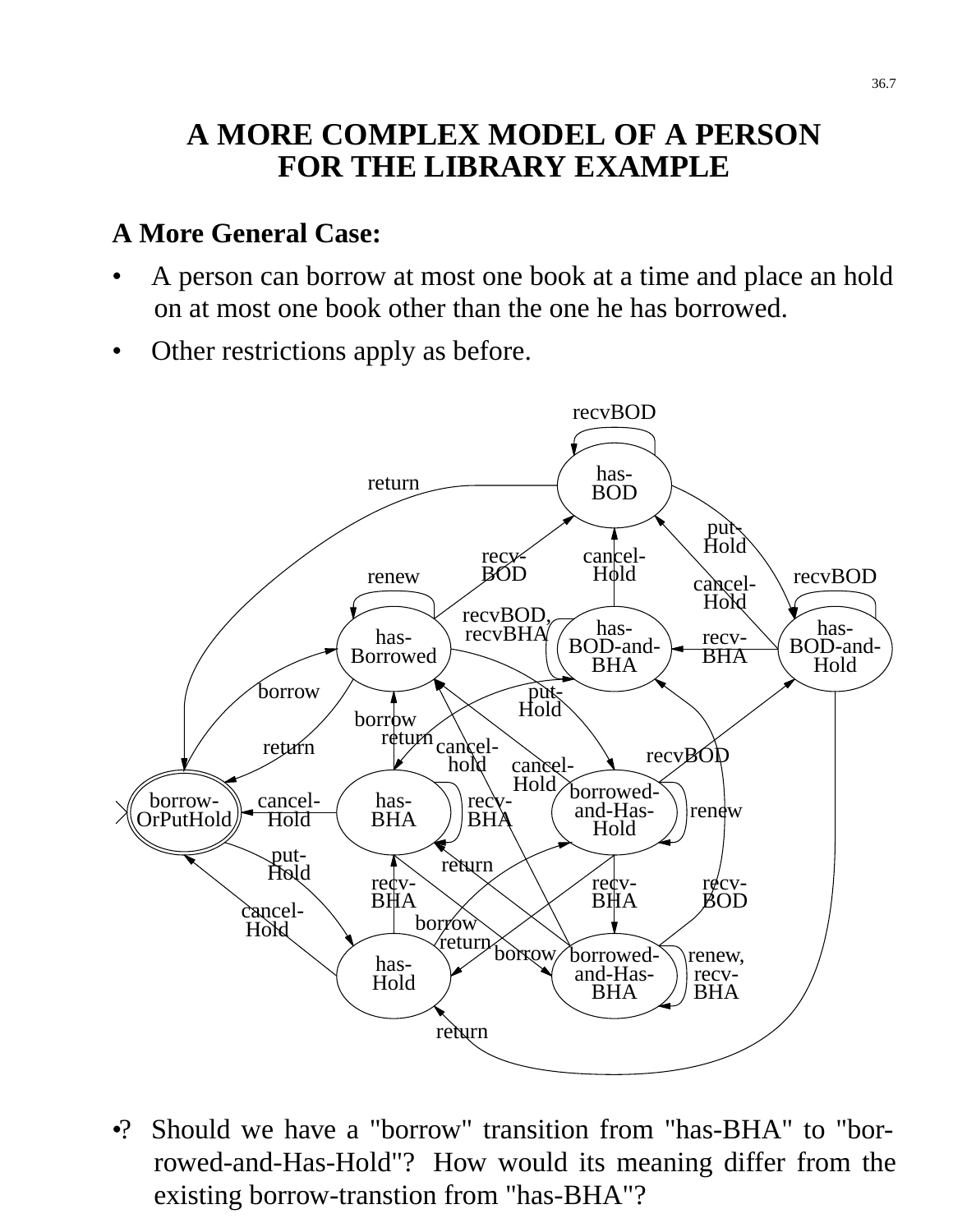# A MORE COMPLEX MODEL OF A PERSON FOR THE LIBRARY EXAMPLE

**A More General Case:**

- A person can borrow at most one book at a time and place an hold on at most one book other than the one he has borrowed.
- Other restrictions apply as before.

•? Should we have a "borrow" transition from "has-BHA" to "borrowed-and-Has-Hold"? How would its meaning differ from the existing borrow-transtion from "has-BHA"?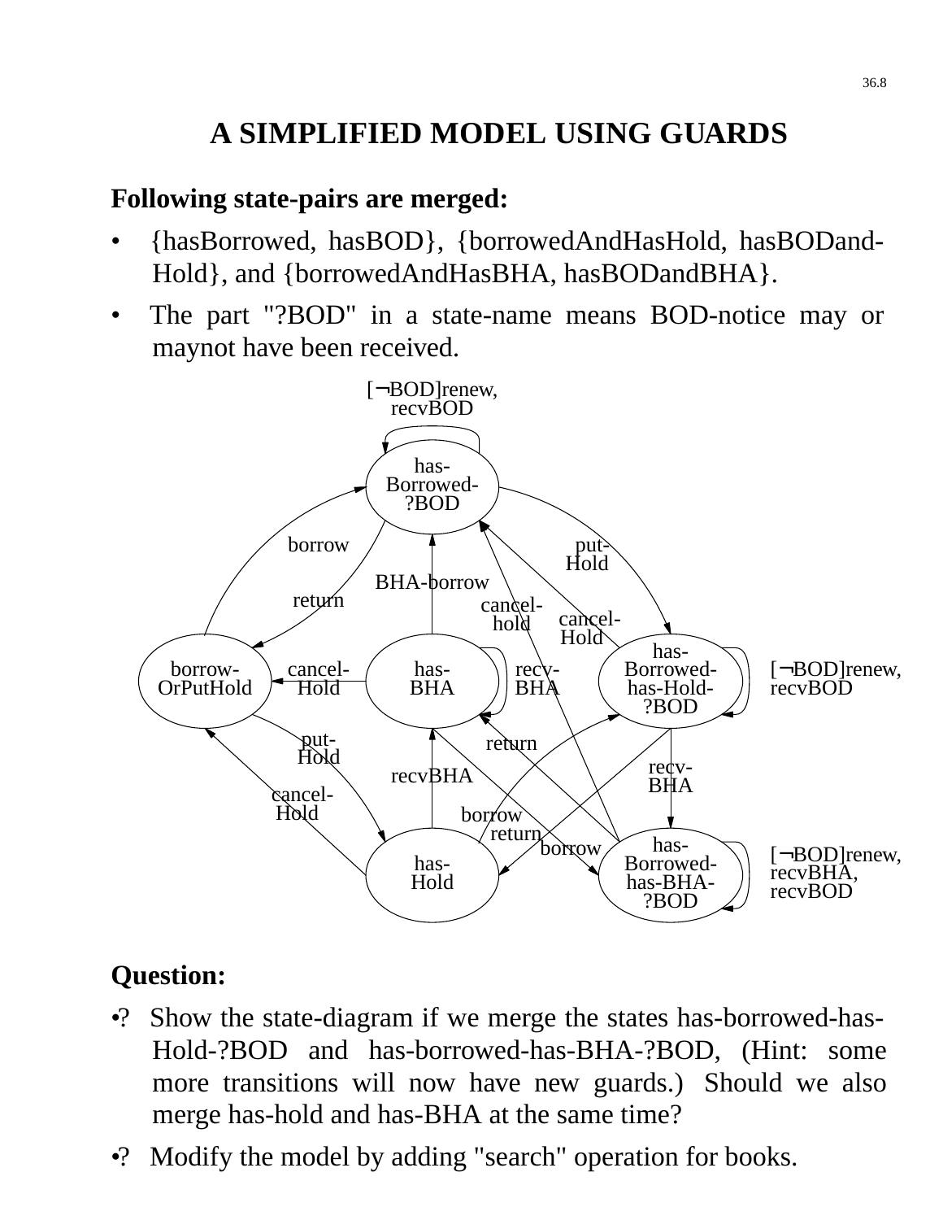# A SIMPLIFIED MODEL USING GUARDS

**Following state-pairs are merged:**

- {hasBorrowed, hasBOD}, {borrowedAndHasHold, hasBODand-Hold}, and {borrowedAndHasBHA, hasBODandBHA}.
- The part "?BOD" in a state-name means BOD-notice may or maynot have been received.

[¬BOD]renew, recvBOD

has-Borrowed-?BOD

borrow

put-Hold

BHA-borrow

return

cancel-hold

cancel-Hold

borrow-OrPutHold

cancel-Hold

has-BHA

recv-BHA

has-Borrowed-has-Hold-?BOD

[¬BOD]renew, recvBOD

put-Hold

return

recv-BHA

recvBHA

cancel-Hold

borrow

return

borrow

has-Hold

has-Borrowed-has-BHA-?BOD

[¬BOD]renew, recvBHA, recvBOD

**Question:**

- ? Show the state-diagram if we merge the states has-borrowed-has-Hold-?BOD and has-borrowed-has-BHA-?BOD, (Hint: some more transitions will now have new guards.) Should we also merge has-hold and has-BHA at the same time?
- ? Modify the model by adding "search" operation for books.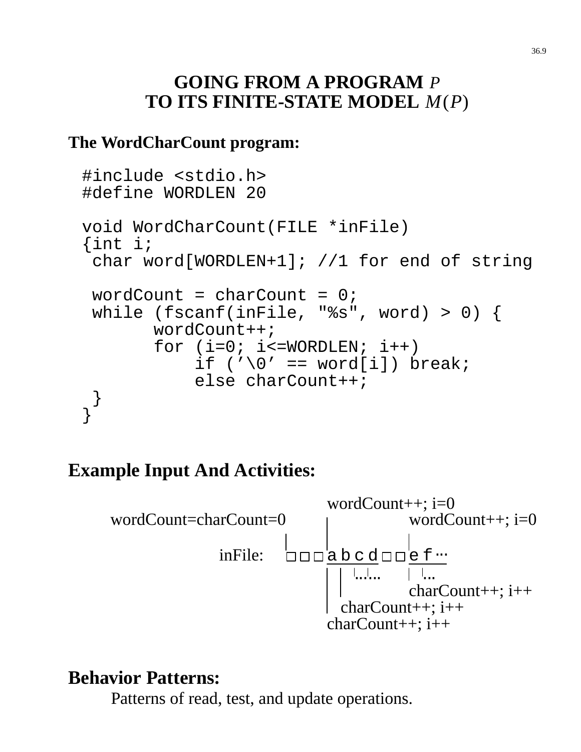# GOING FROM A PROGRAM $P$ TO ITS FINITE-STATE MODEL $M(P)$

**The WordCharCount program:**

```
#include <stdio.h>
#define WORDLEN 20

void WordCharCount(FILE *inFile)
{int i;
 char word[WORDLEN+1]; //1 for end of string

 wordCount = charCount = 0;
 while (fscanf(inFile, "%s", word) > 0) {
       wordCount++;
       for (i=0; i<=WORDLEN; i++)
           if ('\0' == word[i]) break;
           else charCount++;
 }
}
```

## Example Input And Activities:

```
                                  wordCount++; i=0
      wordCount=charCount=0       |           wordCount++; i=0
                              |   |                  |
              inFile:         □□□ a b c d □□ e f ···
                                  | |  |...|...     | |...
                                  | |               charCount++; i++
                                  |  charCount++; i++
                                  charCount++; i++
```

## Behavior Patterns:

Patterns of read, test, and update operations.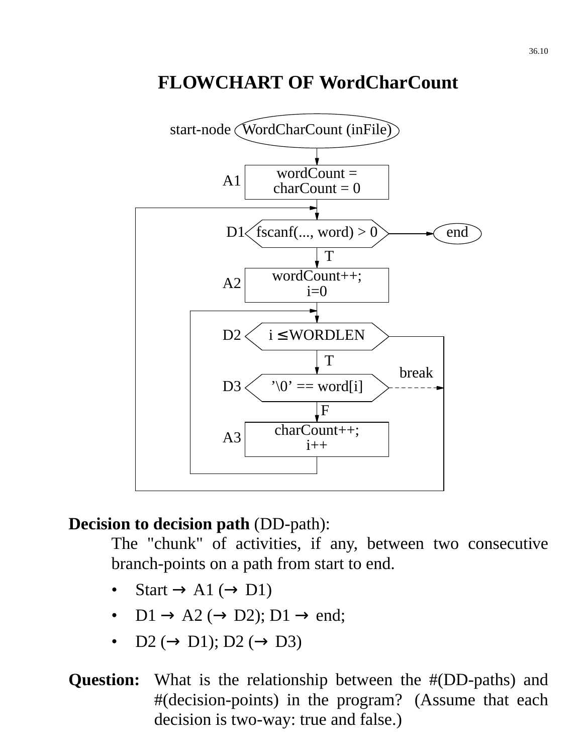# FLOWCHART OF WordCharCount

start-node WordCharCount (inFile)

A1: wordCount = charCount = 0

D1: fscanf(..., word) > 0 → end

T

A2: wordCount++; i=0

D2: i ≤ WORDLEN

T

D3: '\0' == word[i] - - - break

F

A3: charCount++; i++

**Decision to decision path** (DD-path):

The "chunk" of activities, if any, between two consecutive branch-points on a path from start to end.

- Start → A1 (→ D1)
- D1 → A2 (→ D2); D1 → end;
- D2 (→ D1); D2 (→ D3)

**Question:** What is the relationship between the #(DD-paths) and #(decision-points) in the program? (Assume that each decision is two-way: true and false.)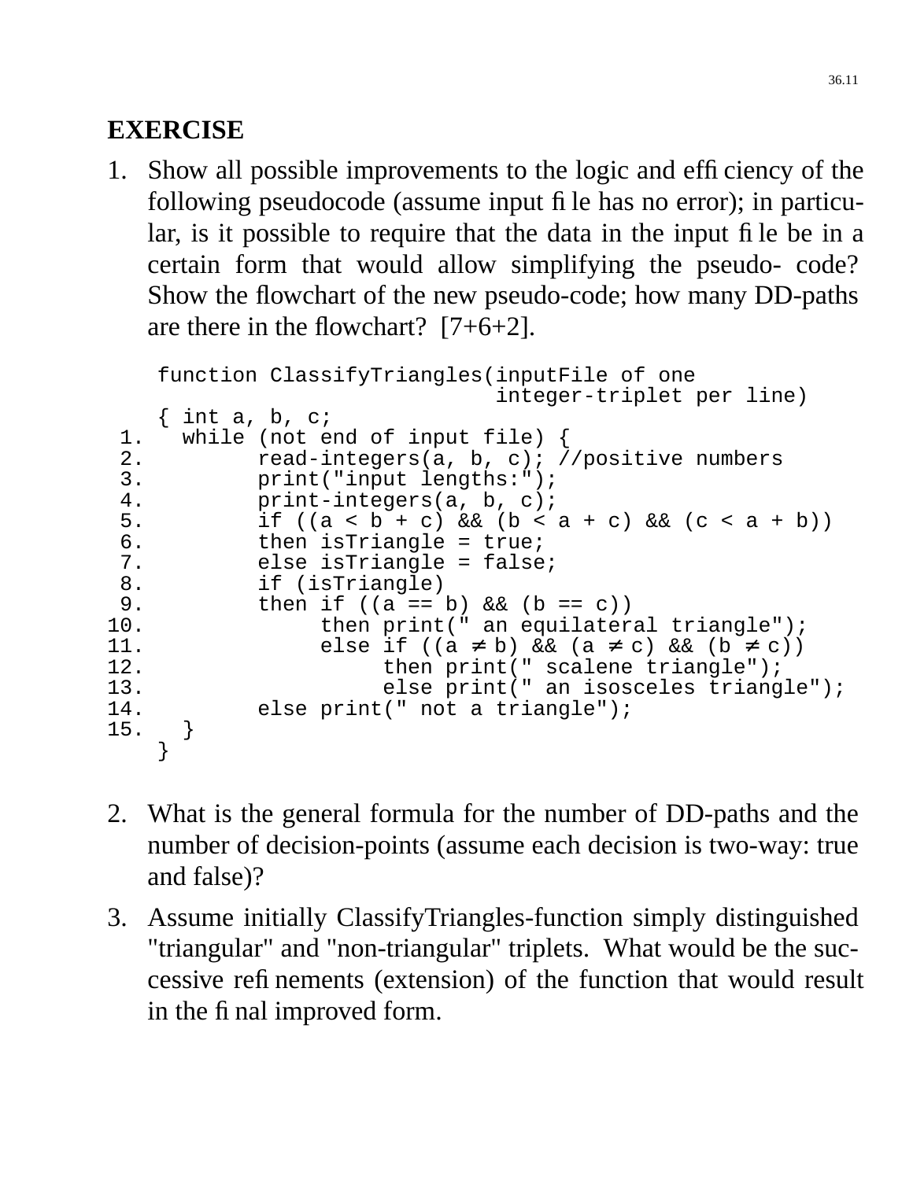## EXERCISE

1. Show all possible improvements to the logic and efficiency of the following pseudocode (assume input file has no error); in particular, is it possible to require that the data in the input file be in a certain form that would allow simplifying the pseudo- code? Show the flowchart of the new pseudo-code; how many DD-paths are there in the flowchart? [7+6+2].

```
    function ClassifyTriangles(inputFile of one
                               integer-triplet per line)
    { int a, b, c;
 1.   while (not end of input file) {
 2.         read-integers(a, b, c); //positive numbers
 3.         print("input lengths:");
 4.         print-integers(a, b, c);
 5.         if ((a < b + c) && (b < a + c) && (c < a + b))
 6.         then isTriangle = true;
 7.         else isTriangle = false;
 8.         if (isTriangle)
 9.         then if ((a == b) && (b == c))
10.              then print(" an equilateral triangle");
11.              else if ((a ≠ b) && (a ≠ c) && (b ≠ c))
12.                   then print(" scalene triangle");
13.                   else print(" an isosceles triangle");
14.         else print(" not a triangle");
15.   }
    }
```

2. What is the general formula for the number of DD-paths and the number of decision-points (assume each decision is two-way: true and false)?

3. Assume initially ClassifyTriangles-function simply distinguished "triangular" and "non-triangular" triplets. What would be the successive refinements (extension) of the function that would result in the final improved form.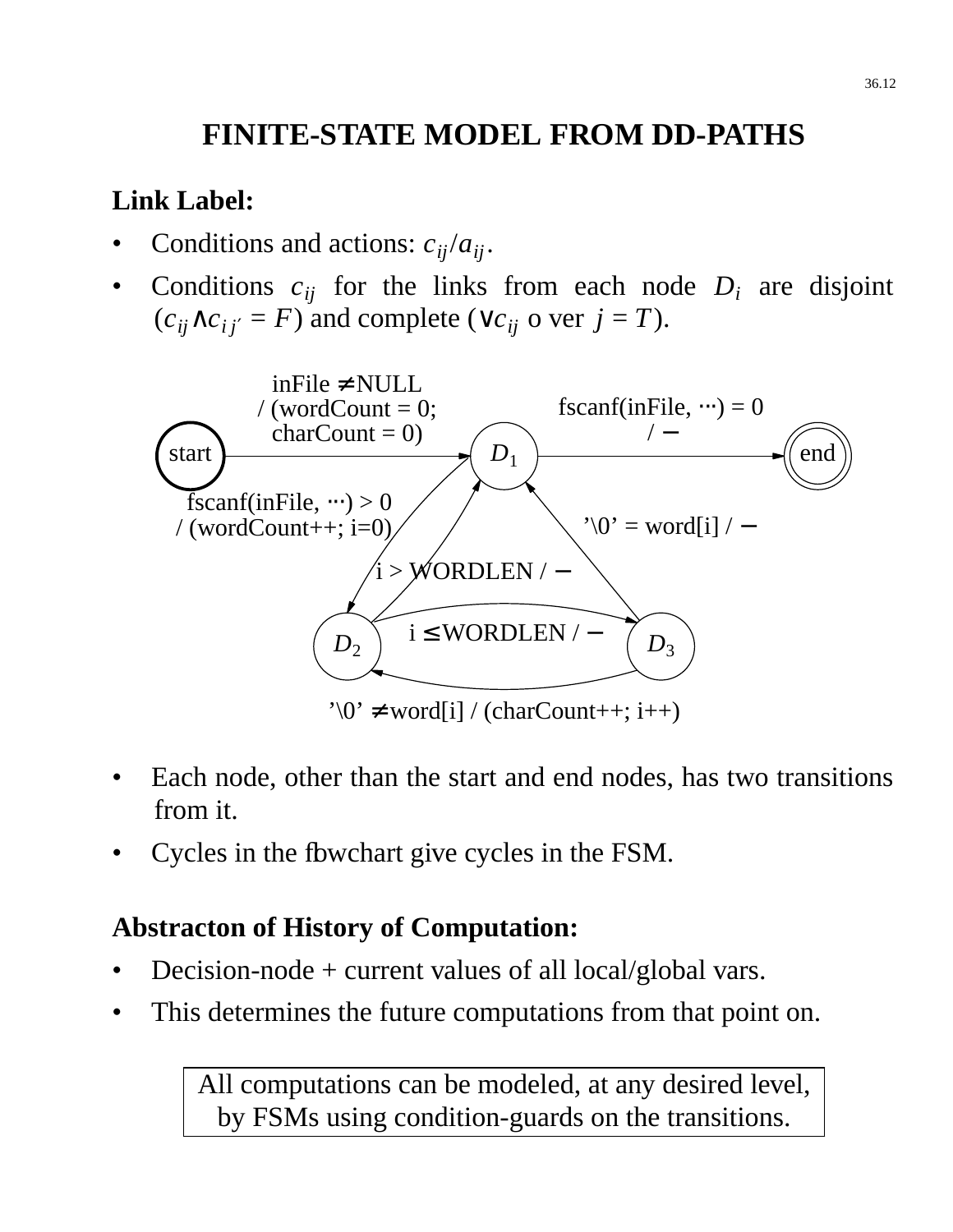# FINITE-STATE MODEL FROM DD-PATHS

**Link Label:**

- Conditions and actions: $c_{ij}/a_{ij}$.
- Conditions $c_{ij}$ for the links from each node $D_i$ are disjoint ($c_{ij} \wedge c_{ij'} = F$) and complete ($\vee c_{ij}$ over $j = T$).

start → $D_1$: inFile ≠ NULL / (wordCount = 0; charCount = 0)

$D_1$ → end: fscanf(inFile, ⋯) = 0 / −

$D_1$ → $D_2$: fscanf(inFile, ⋯) > 0 / (wordCount++; i=0)

$D_2$ → $D_1$: i > WORDLEN / −

$D_2$ → $D_3$: i ≤ WORDLEN / −

$D_3$ → $D_1$: '\0' = word[i] / −

$D_3$ → $D_2$: '\0' ≠ word[i] / (charCount++; i++)

- Each node, other than the start and end nodes, has two transitions from it.
- Cycles in the flowchart give cycles in the FSM.

**Abstracton of History of Computation:**

- Decision-node + current values of all local/global vars.
- This determines the future computations from that point on.

All computations can be modeled, at any desired level, by FSMs using condition-guards on the transitions.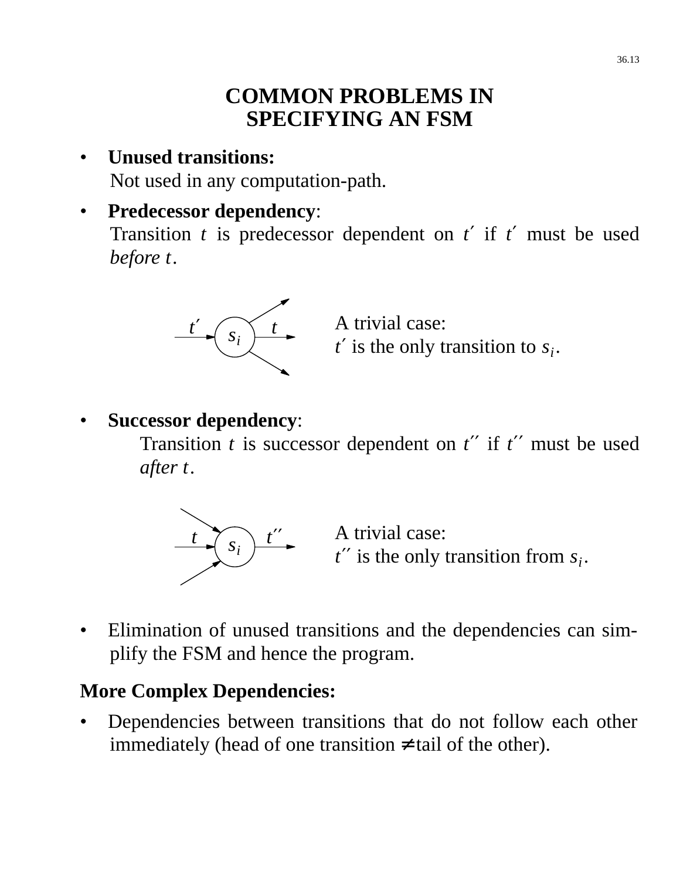# COMMON PROBLEMS IN SPECIFYING AN FSM

- **Unused transitions:**
  Not used in any computation-path.

- **Predecessor dependency**:
  Transition $t$ is predecessor dependent on $t'$ if $t'$ must be used *before* $t$.

  A trivial case:
  $t'$ is the only transition to $s_i$.

- **Successor dependency**:
  Transition $t$ is successor dependent on $t''$ if $t''$ must be used *after* $t$.

  A trivial case:
  $t''$ is the only transition from $s_i$.

- Elimination of unused transitions and the dependencies can simplify the FSM and hence the program.

**More Complex Dependencies:**

- Dependencies between transitions that do not follow each other immediately (head of one transition $\neq$ tail of the other).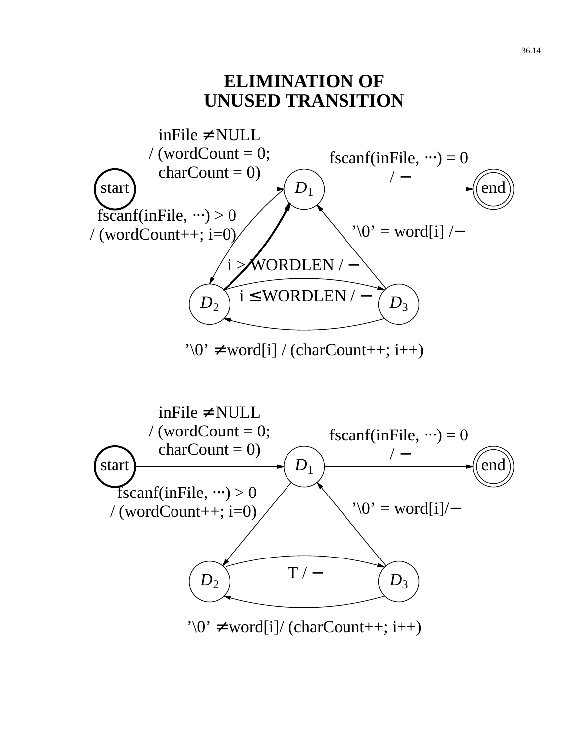# ELIMINATION OF UNUSED TRANSITION

inFile ≠ NULL / (wordCount = 0; charCount = 0)

fscanf(inFile, ···) = 0 / −

start

$D_1$

end

fscanf(inFile, ···) > 0 / (wordCount++; i=0)

'\0' = word[i] / −

i > WORDLEN / −

i ≤ WORDLEN / −

$D_2$

$D_3$

'\0' ≠ word[i] / (charCount++; i++)

inFile ≠ NULL / (wordCount = 0; charCount = 0)

fscanf(inFile, ···) = 0 / −

start

$D_1$

end

fscanf(inFile, ···) > 0 / (wordCount++; i=0)

'\0' = word[i]/−

T / −

$D_2$

$D_3$

'\0' ≠ word[i]/ (charCount++; i++)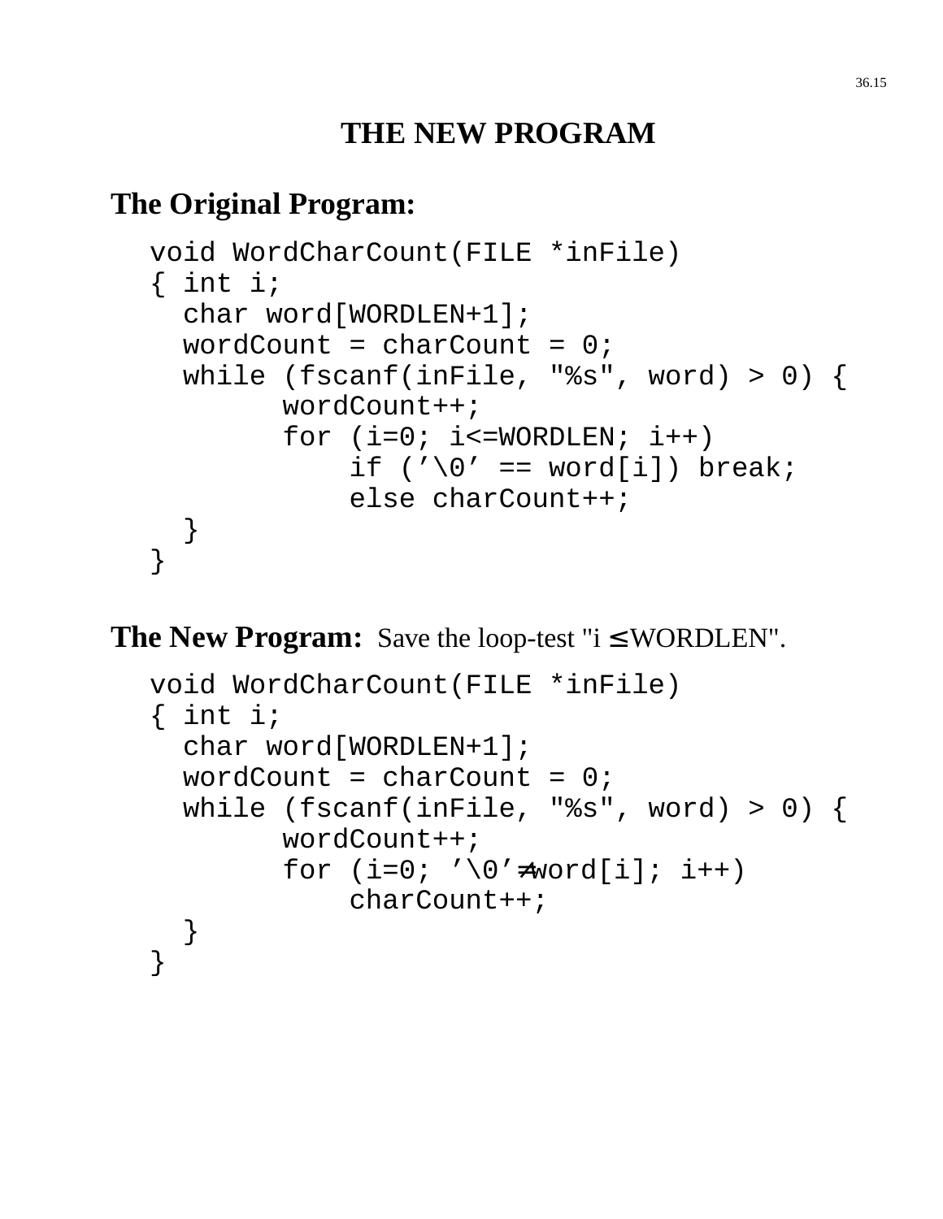# THE NEW PROGRAM

## The Original Program:

```
void WordCharCount(FILE *inFile)
{ int i;
  char word[WORDLEN+1];
  wordCount = charCount = 0;
  while (fscanf(inFile, "%s", word) > 0) {
        wordCount++;
        for (i=0; i<=WORDLEN; i++)
            if ('\0' == word[i]) break;
            else charCount++;
  }
}
```

## The New Program: Save the loop-test "i ≤ WORDLEN".

```
void WordCharCount(FILE *inFile)
{ int i;
  char word[WORDLEN+1];
  wordCount = charCount = 0;
  while (fscanf(inFile, "%s", word) > 0) {
        wordCount++;
        for (i=0; '\0'≠word[i]; i++)
            charCount++;
  }
}
```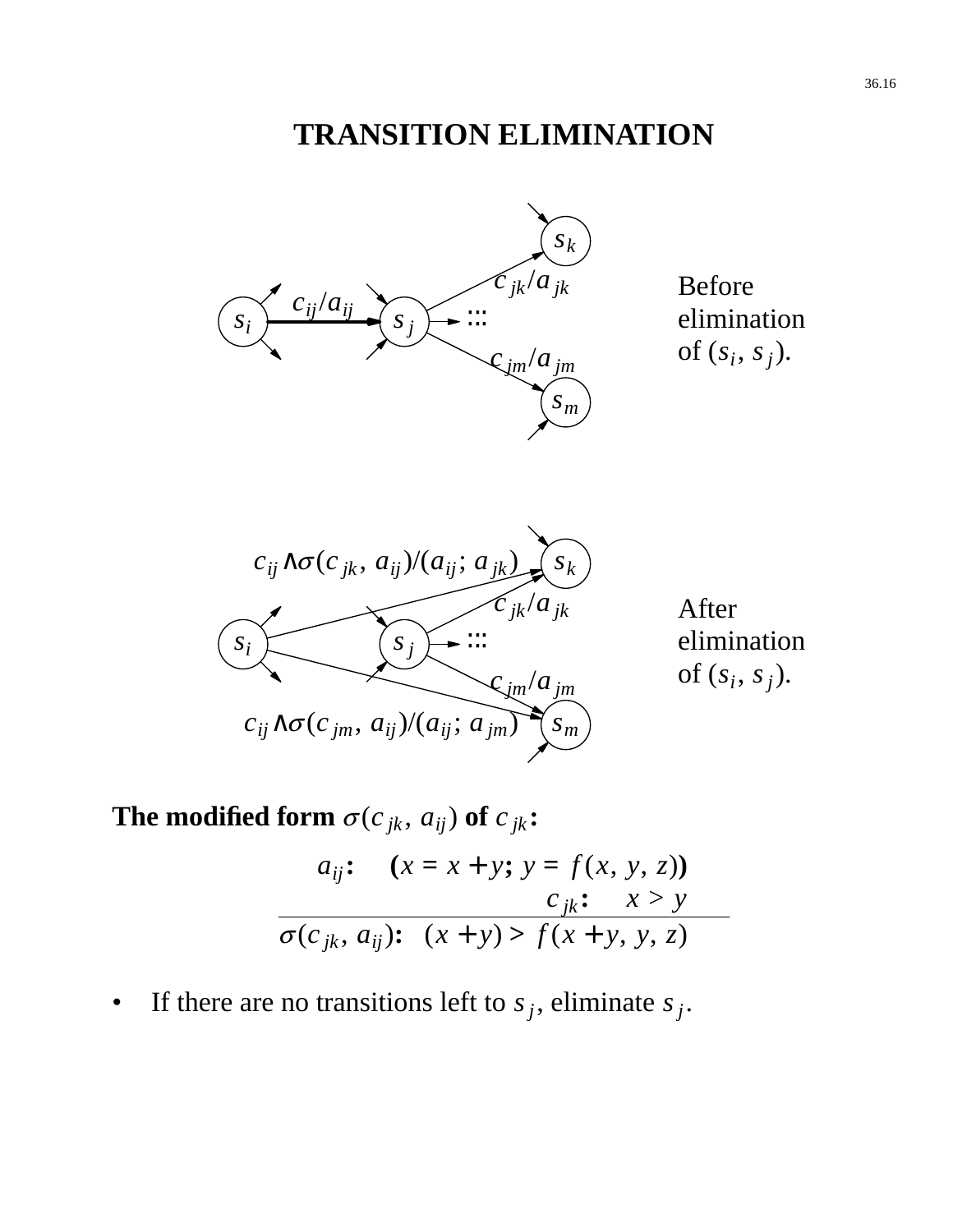# TRANSITION ELIMINATION

$s_k$

$c_{jk}/a_{jk}$

$c_{ij}/a_{ij}$

$s_i$ $s_j$ :::

$c_{jm}/a_{jm}$

$s_m$

Before elimination of $(s_i, s_j)$.

$c_{ij} \wedge \sigma(c_{jk}, a_{ij})/(a_{ij}; a_{jk})$ $s_k$

$c_{jk}/a_{jk}$

$s_i$ $s_j$ :::

$c_{jm}/a_{jm}$

$c_{ij} \wedge \sigma(c_{jm}, a_{ij})/(a_{ij}; a_{jm})$ $s_m$

After elimination of $(s_i, s_j)$.

**The modified form $\sigma(c_{jk}, a_{ij})$ of $c_{jk}$:**

$$
\begin{array}{rl}
a_{ij}\textbf{:} & \textbf{(}x = x + y\textbf{;}\ y = f(x, y, z)\textbf{)} \\
c_{jk}\textbf{:} & x > y \\
\hline
\sigma(c_{jk}, a_{ij})\textbf{:} & (x + y) > f(x + y, y, z)
\end{array}
$$

- If there are no transitions left to $s_j$, eliminate $s_j$.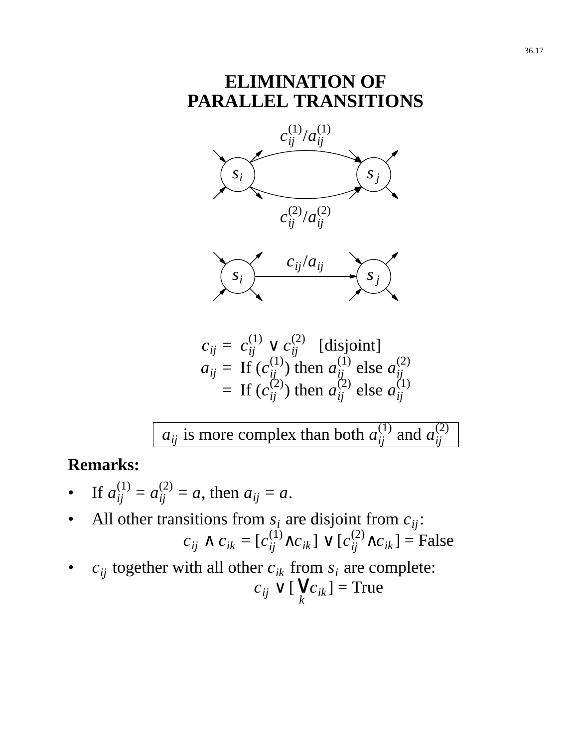# ELIMINATION OF PARALLEL TRANSITIONS

$c_{ij}^{(1)}/a_{ij}^{(1)}$

$s_i$ $s_j$

$c_{ij}^{(2)}/a_{ij}^{(2)}$

$c_{ij}/a_{ij}$

$s_i$ $s_j$

$$c_{ij} = c_{ij}^{(1)} \vee c_{ij}^{(2)} \quad \text{[disjoint]}$$

$$a_{ij} = \text{If } (c_{ij}^{(1)}) \text{ then } a_{ij}^{(1)} \text{ else } a_{ij}^{(2)}$$

$$= \text{If } (c_{ij}^{(2)}) \text{ then } a_{ij}^{(2)} \text{ else } a_{ij}^{(1)}$$

> $a_{ij}$ is more complex than both $a_{ij}^{(1)}$ and $a_{ij}^{(2)}$

**Remarks:**

- If $a_{ij}^{(1)} = a_{ij}^{(2)} = a$, then $a_{ij} = a$.
- All other transitions from $s_i$ are disjoint from $c_{ij}$:
  $$c_{ij} \wedge c_{ik} = [c_{ij}^{(1)} \wedge c_{ik}] \vee [c_{ij}^{(2)} \wedge c_{ik}] = \text{False}$$
- $c_{ij}$ together with all other $c_{ik}$ from $s_i$ are complete:
  $$c_{ij} \vee [\bigvee_k c_{ik}] = \text{True}$$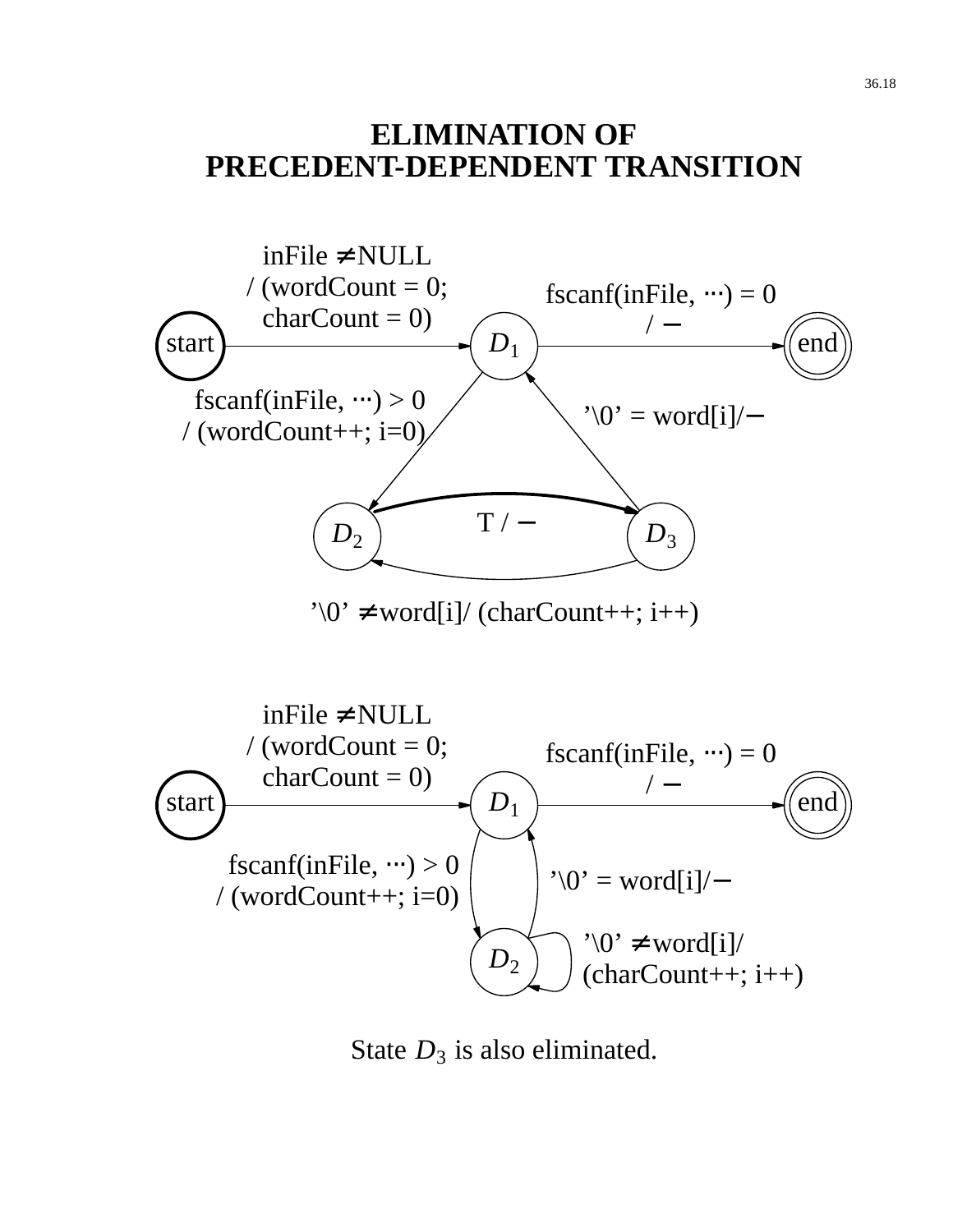# ELIMINATION OF PRECEDENT-DEPENDENT TRANSITION

start → $D_1$: inFile ≠ NULL / (wordCount = 0; charCount = 0)

$D_1$ → end: fscanf(inFile, ···) = 0 / —

$D_1$ → $D_2$: fscanf(inFile, ···) > 0 / (wordCount++; i=0)

$D_2$ → $D_3$: T / —

$D_3$ → $D_1$: '\0' = word[i]/—

$D_3$ → $D_2$: '\0' ≠ word[i]/ (charCount++; i++)

start → $D_1$: inFile ≠ NULL / (wordCount = 0; charCount = 0)

$D_1$ → end: fscanf(inFile, ···) = 0 / —

$D_1$ → $D_2$: fscanf(inFile, ···) > 0 / (wordCount++; i=0)

$D_2$ → $D_1$: '\0' = word[i]/—

$D_2$ → $D_2$: '\0' ≠ word[i]/ (charCount++; i++)

State $D_3$ is also eliminated.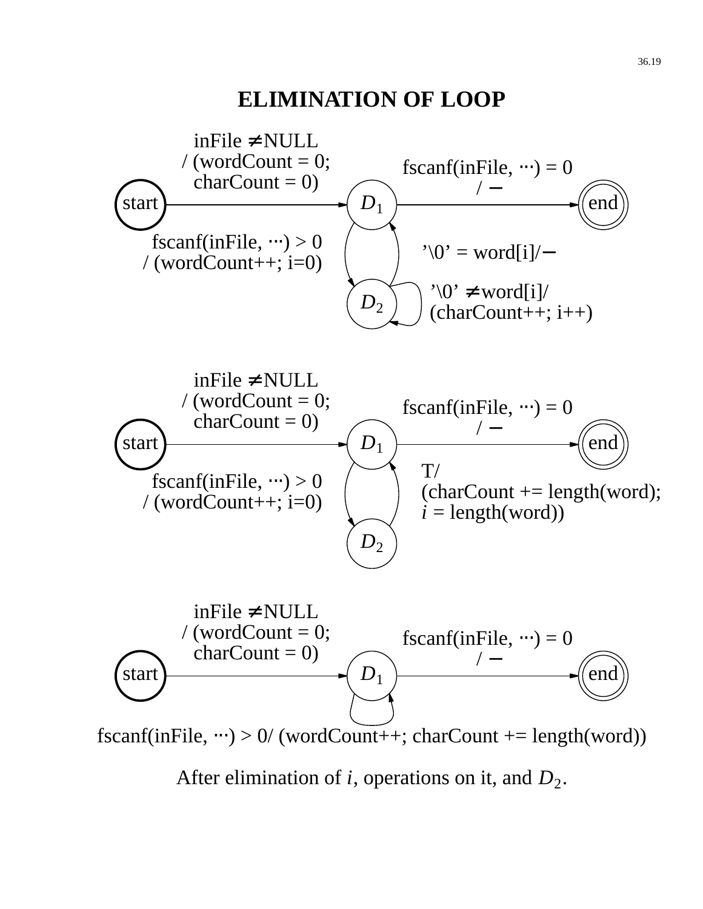# ELIMINATION OF LOOP

inFile ≠ NULL / (wordCount = 0; charCount = 0)

fscanf(inFile, ···) = 0 / —

start

$D_1$

end

fscanf(inFile, ···) > 0 / (wordCount++; i=0)

'\0' = word[i]/—

$D_2$

'\0' ≠ word[i]/ (charCount++; i++)

inFile ≠ NULL / (wordCount = 0; charCount = 0)

fscanf(inFile, ···) = 0 / —

start

$D_1$

end

fscanf(inFile, ···) > 0 / (wordCount++; i=0)

T/ (charCount += length(word); *i* = length(word))

$D_2$

inFile ≠ NULL / (wordCount = 0; charCount = 0)

fscanf(inFile, ···) = 0 / —

start

$D_1$

end

fscanf(inFile, ···) > 0/ (wordCount++; charCount += length(word))

After elimination of $i$, operations on it, and $D_2$.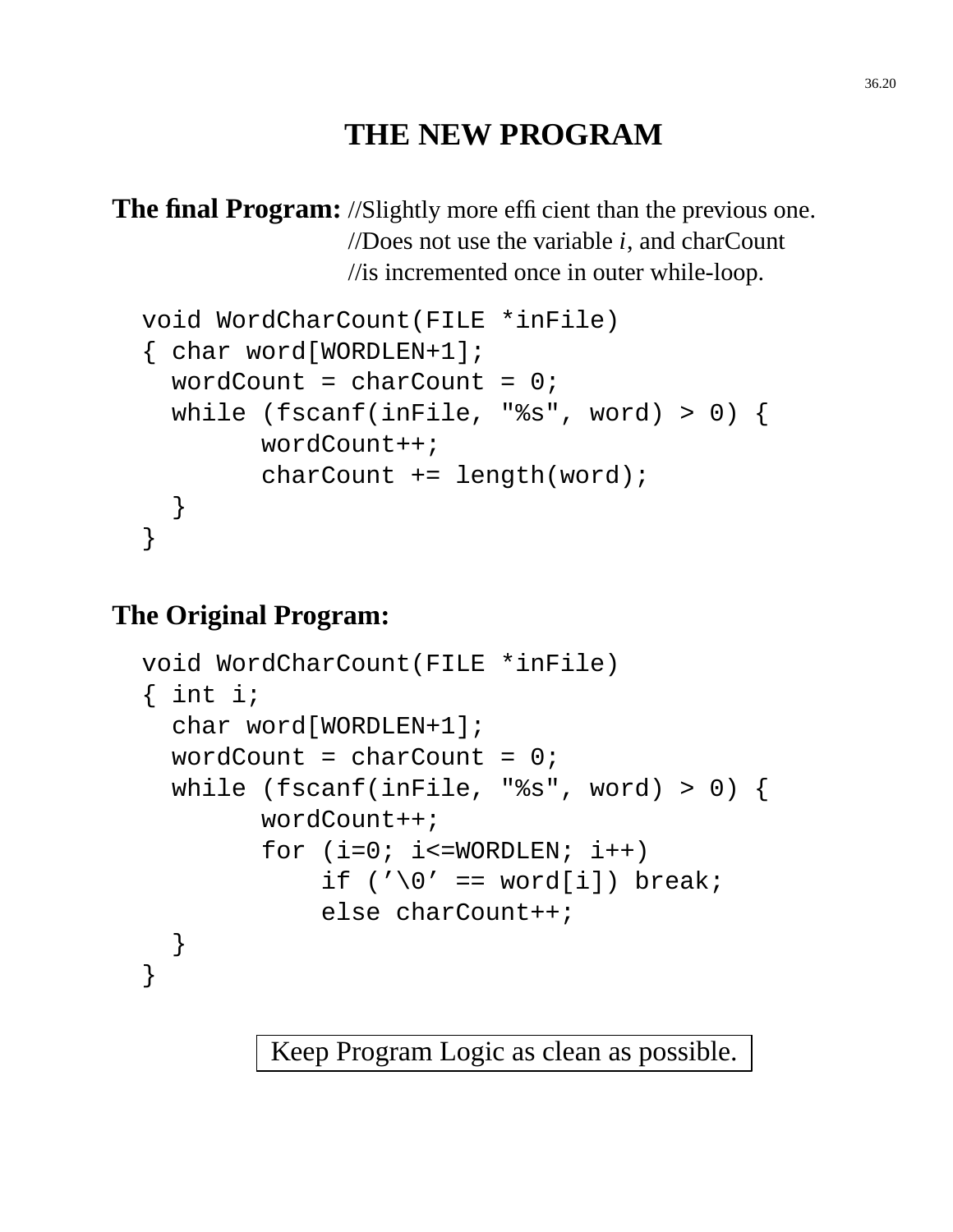# THE NEW PROGRAM

**The final Program:** //Slightly more efficient than the previous one.
//Does not use the variable *i*, and charCount
//is incremented once in outer while-loop.

```
void WordCharCount(FILE *inFile)
{ char word[WORDLEN+1];
  wordCount = charCount = 0;
  while (fscanf(inFile, "%s", word) > 0) {
        wordCount++;
        charCount += length(word);
  }
}
```

**The Original Program:**

```
void WordCharCount(FILE *inFile)
{ int i;
  char word[WORDLEN+1];
  wordCount = charCount = 0;
  while (fscanf(inFile, "%s", word) > 0) {
        wordCount++;
        for (i=0; i<=WORDLEN; i++)
            if ('\0' == word[i]) break;
            else charCount++;
  }
}
```

Keep Program Logic as clean as possible.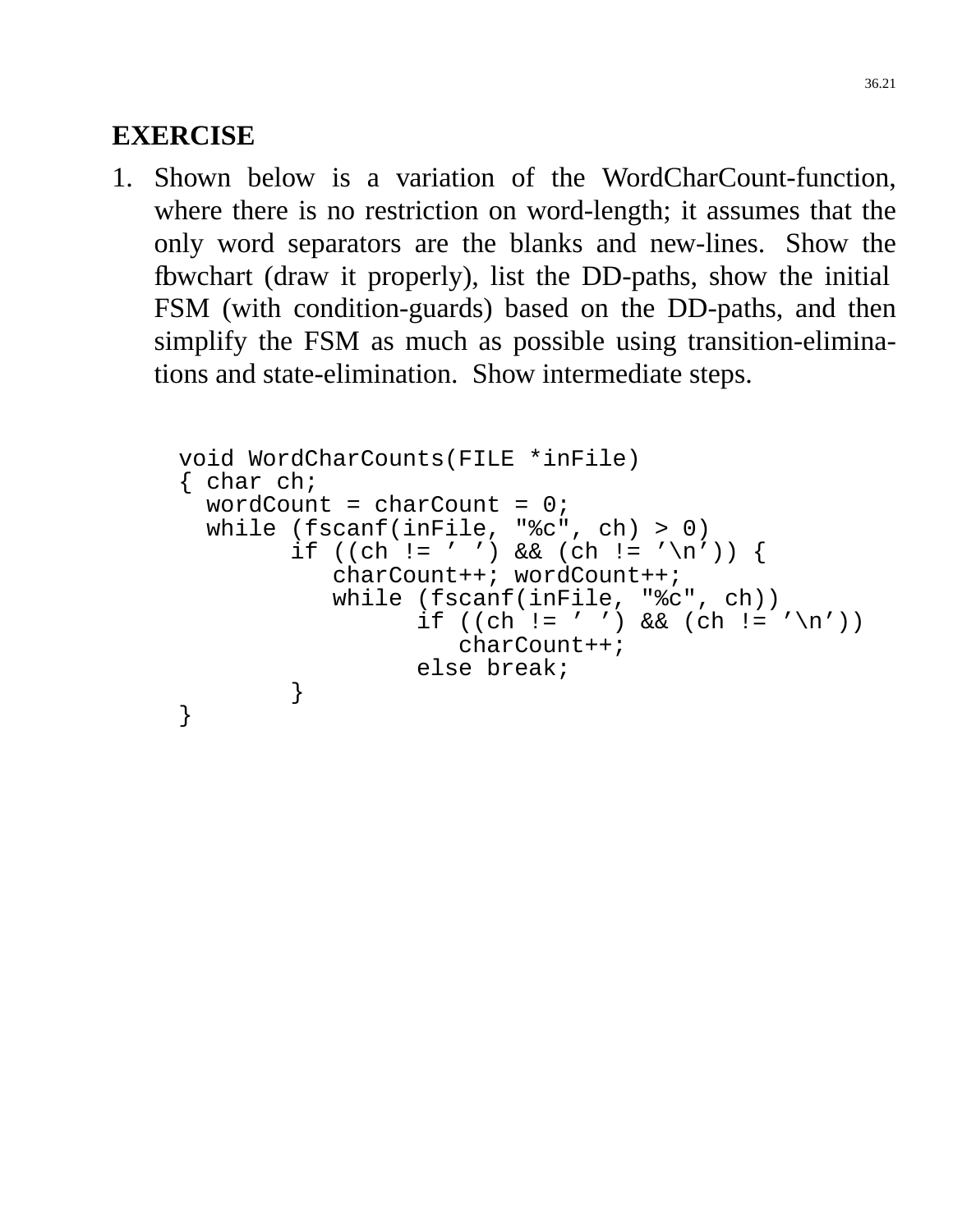**EXERCISE**

1. Shown below is a variation of the WordCharCount-function, where there is no restriction on word-length; it assumes that the only word separators are the blanks and new-lines. Show the flowchart (draw it properly), list the DD-paths, show the initial FSM (with condition-guards) based on the DD-paths, and then simplify the FSM as much as possible using transition-eliminations and state-elimination. Show intermediate steps.

```
void WordCharCounts(FILE *inFile)
{ char ch;
  wordCount = charCount = 0;
  while (fscanf(inFile, "%c", ch) > 0)
        if ((ch != ’ ’) && (ch != ’\n’)) {
           charCount++; wordCount++;
           while (fscanf(inFile, "%c", ch))
                 if ((ch != ’ ’) && (ch != ’\n’))
                    charCount++;
                 else break;
        }
}
```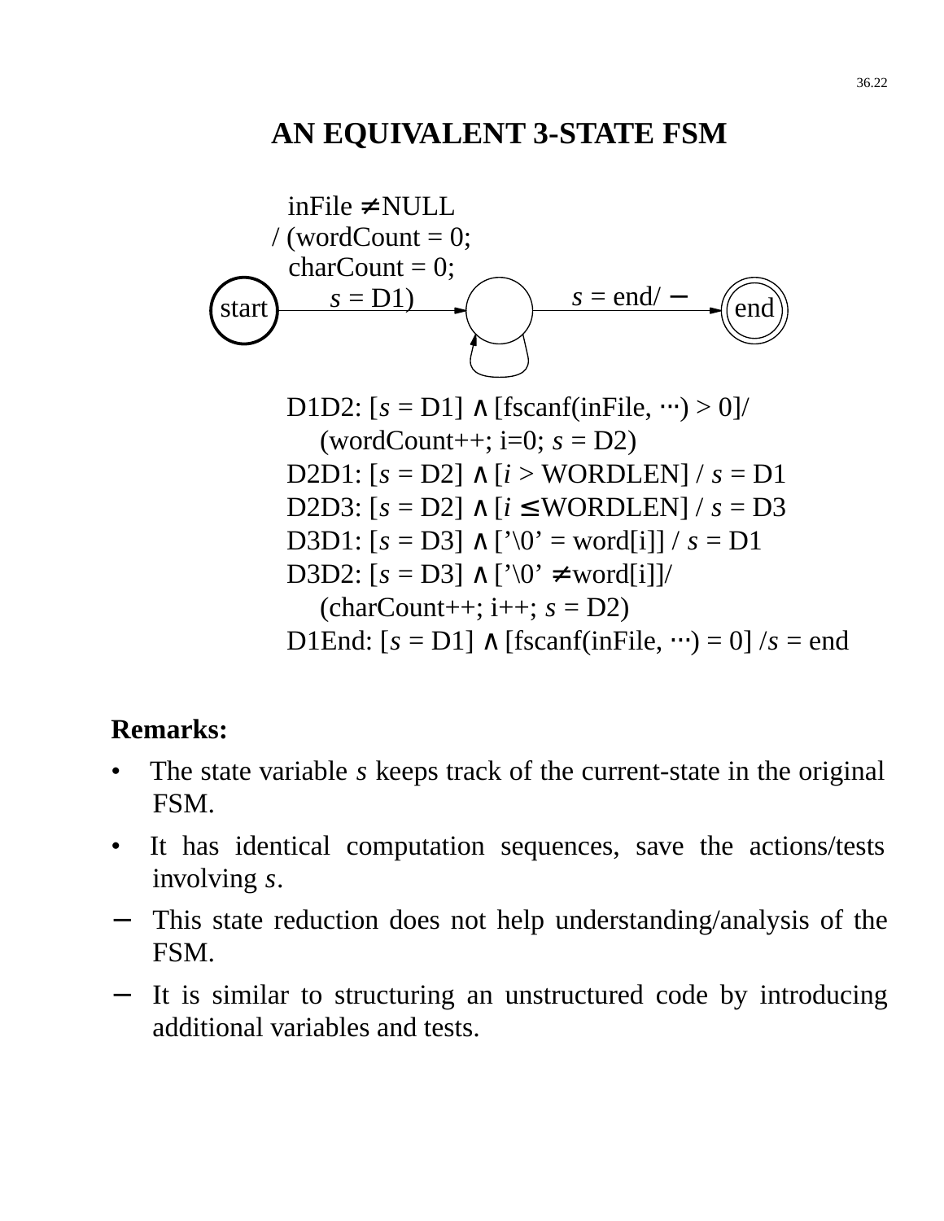# AN EQUIVALENT 3-STATE FSM

inFile ≠ NULL
/ (wordCount = 0;
charCount = 0;
*s* = D1)

start → (state) → end

*s* = end/ −

D1D2: [*s* = D1] ∧ [fscanf(inFile, ⋯) > 0]/
  (wordCount++; i=0; *s* = D2)
D2D1: [*s* = D2] ∧ [*i* > WORDLEN] / *s* = D1
D2D3: [*s* = D2] ∧ [*i* ≤ WORDLEN] / *s* = D3
D3D1: [*s* = D3] ∧ ['\0' = word[i]] / *s* = D1
D3D2: [*s* = D3] ∧ ['\0' ≠ word[i]]/
  (charCount++; i++; *s* = D2)
D1End: [*s* = D1] ∧ [fscanf(inFile, ⋯) = 0] /*s* = end

**Remarks:**

- The state variable *s* keeps track of the current-state in the original FSM.
- It has identical computation sequences, save the actions/tests involving *s*.
  - This state reduction does not help understanding/analysis of the FSM.
  - It is similar to structuring an unstructured code by introducing additional variables and tests.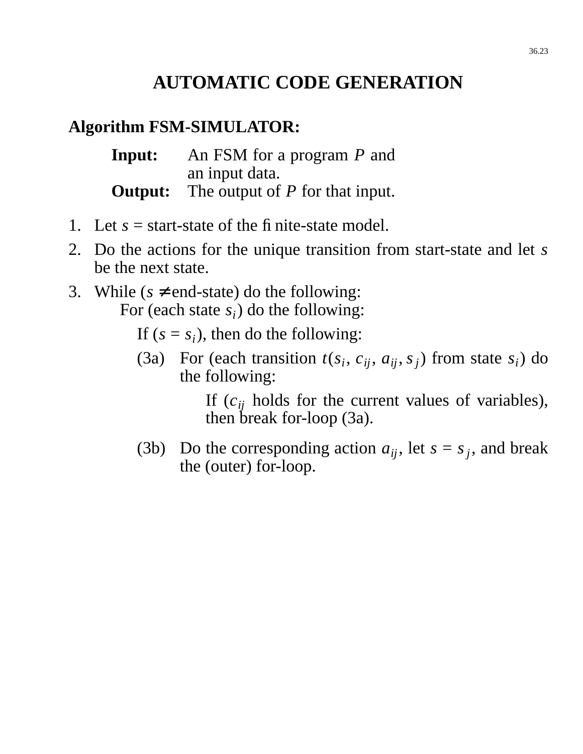# AUTOMATIC CODE GENERATION

**Algorithm FSM-SIMULATOR:**

**Input:** An FSM for a program *P* and an input data.
**Output:** The output of *P* for that input.

1. Let $s$ = start-state of the finite-state model.
2. Do the actions for the unique transition from start-state and let $s$ be the next state.
3. While ($s \neq$ end-state) do the following:

   For (each state $s_i$) do the following:

   If ($s = s_i$), then do the following:

   (3a) For (each transition $t(s_i, c_{ij}, a_{ij}, s_j)$ from state $s_i$) do the following:

   If ($c_{ij}$ holds for the current values of variables), then break for-loop (3a).

   (3b) Do the corresponding action $a_{ij}$, let $s = s_j$, and break the (outer) for-loop.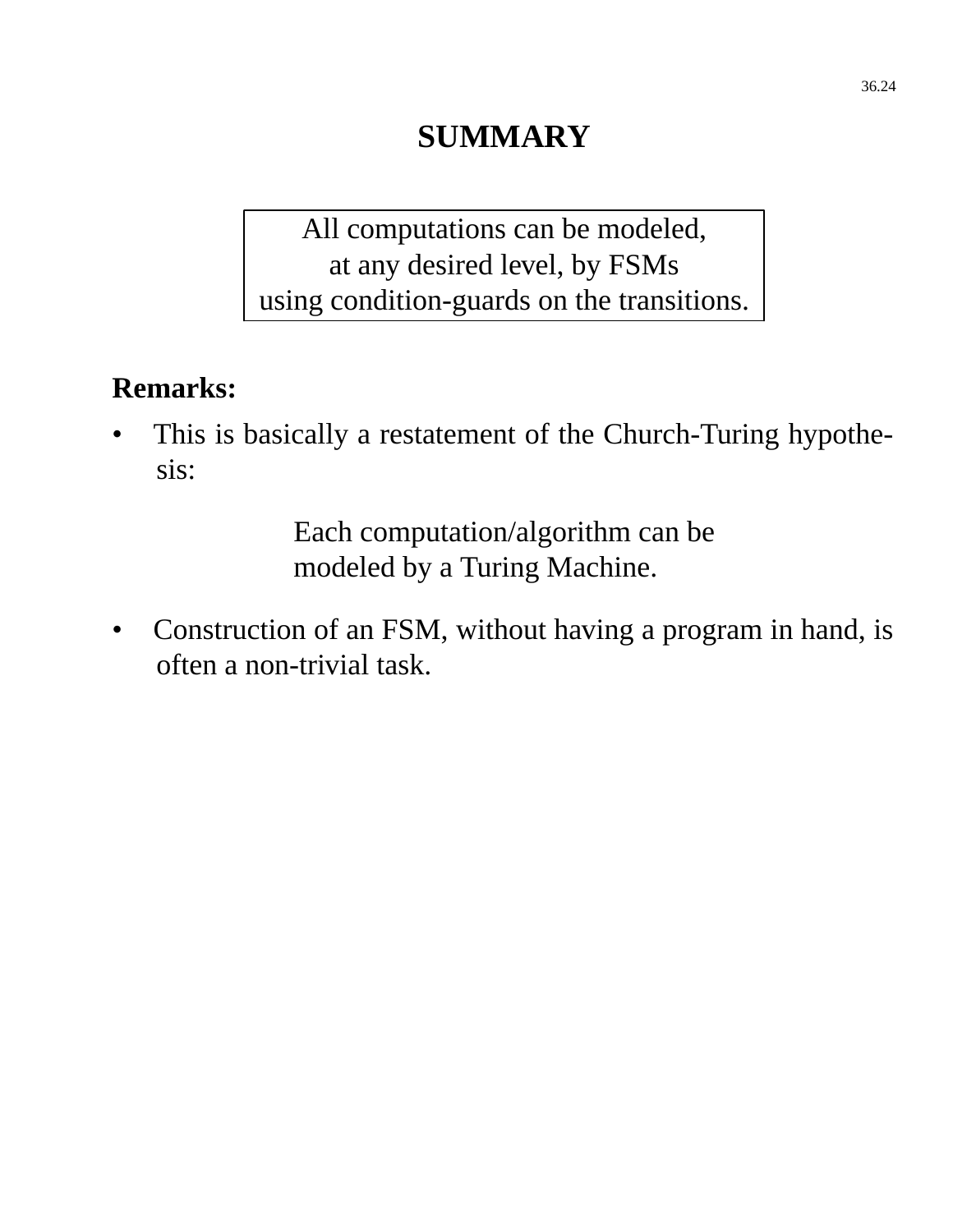# SUMMARY

> All computations can be modeled,
> at any desired level, by FSMs
> using condition-guards on the transitions.

**Remarks:**

- This is basically a restatement of the Church-Turing hypothesis:

  Each computation/algorithm can be
  modeled by a Turing Machine.

- Construction of an FSM, without having a program in hand, is often a non-trivial task.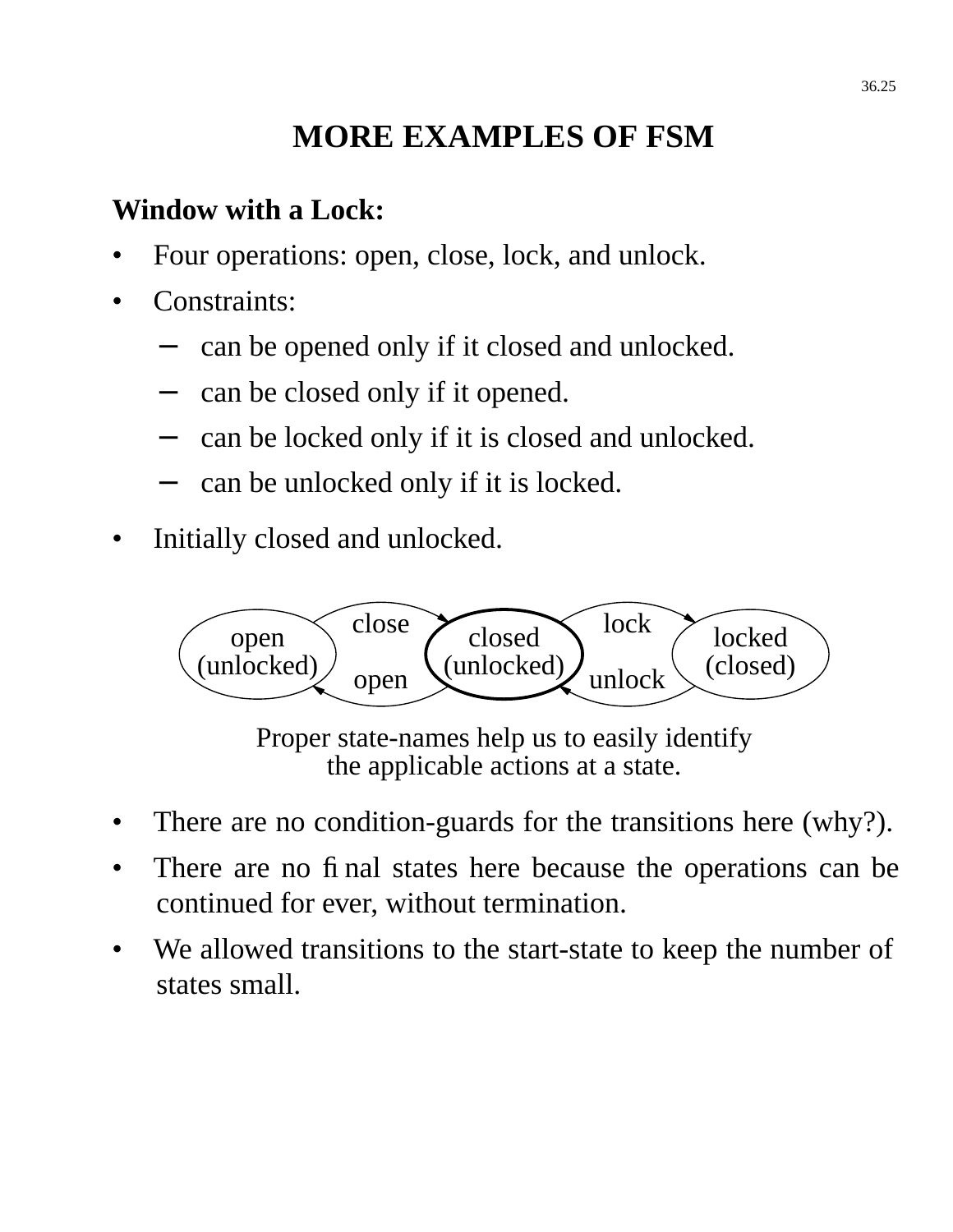# MORE EXAMPLES OF FSM

**Window with a Lock:**

- Four operations: open, close, lock, and unlock.
- Constraints:
  - can be opened only if it closed and unlocked.
  - can be closed only if it opened.
  - can be locked only if it is closed and unlocked.
  - can be unlocked only if it is locked.
- Initially closed and unlocked.

open (unlocked) —close→ closed (unlocked) —lock→ locked (closed)

locked (closed) —unlock→ closed (unlocked) —open→ open (unlocked)

Proper state-names help us to easily identify the applicable actions at a state.

- There are no condition-guards for the transitions here (why?).
- There are no final states here because the operations can be continued for ever, without termination.
- We allowed transitions to the start-state to keep the number of states small.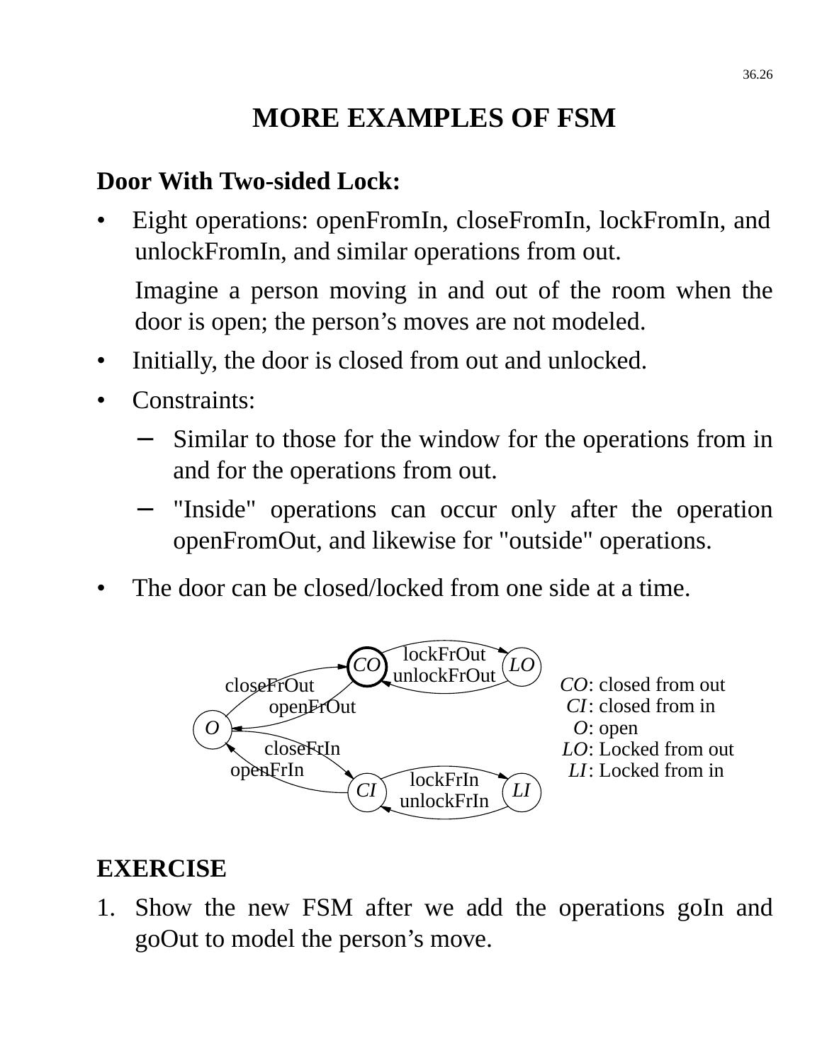## MORE EXAMPLES OF FSM

**Door With Two-sided Lock:**

- Eight operations: openFromIn, closeFromIn, lockFromIn, and unlockFromIn, and similar operations from out.

  Imagine a person moving in and out of the room when the door is open; the person's moves are not modeled.
- Initially, the door is closed from out and unlocked.
- Constraints:
  - Similar to those for the window for the operations from in and for the operations from out.
  - "Inside" operations can occur only after the operation openFromOut, and likewise for "outside" operations.
- The door can be closed/locked from one side at a time.

*CO*: closed from out
*CI*: closed from in
*O*: open
*LO*: Locked from out
*LI*: Locked from in

**EXERCISE**

1. Show the new FSM after we add the operations goIn and goOut to model the person's move.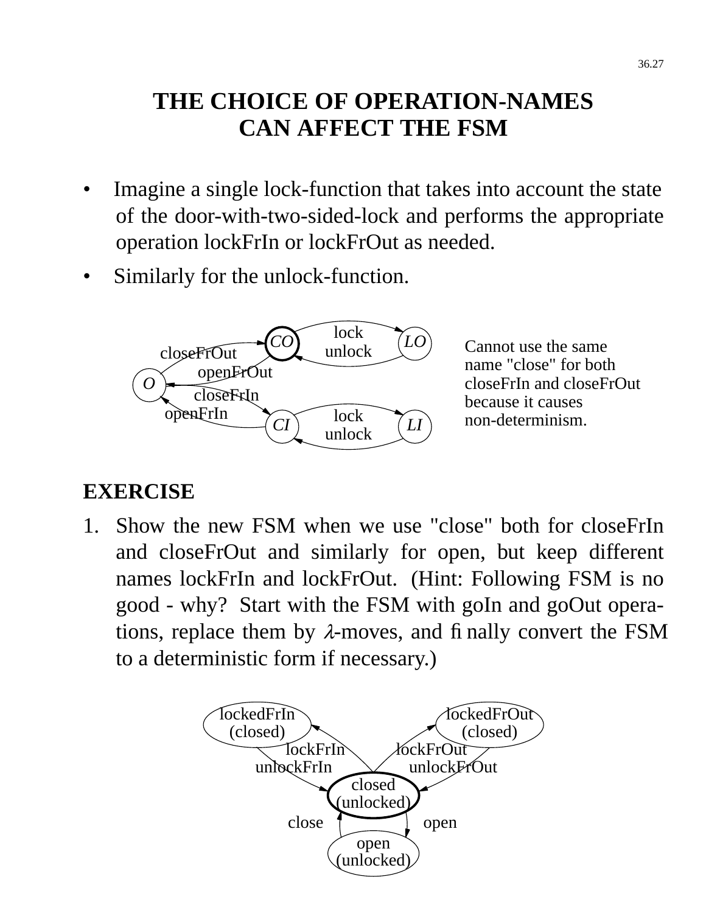# THE CHOICE OF OPERATION-NAMES CAN AFFECT THE FSM

- Imagine a single lock-function that takes into account the state of the door-with-two-sided-lock and performs the appropriate operation lockFrIn or lockFrOut as needed.
- Similarly for the unlock-function.

Cannot use the same name "close" for both closeFrIn and closeFrOut because it causes non-determinism.

## EXERCISE

1. Show the new FSM when we use "close" both for closeFrIn and closeFrOut and similarly for open, but keep different names lockFrIn and lockFrOut. (Hint: Following FSM is no good - why? Start with the FSM with goIn and goOut operations, replace them by $\lambda$-moves, and finally convert the FSM to a deterministic form if necessary.)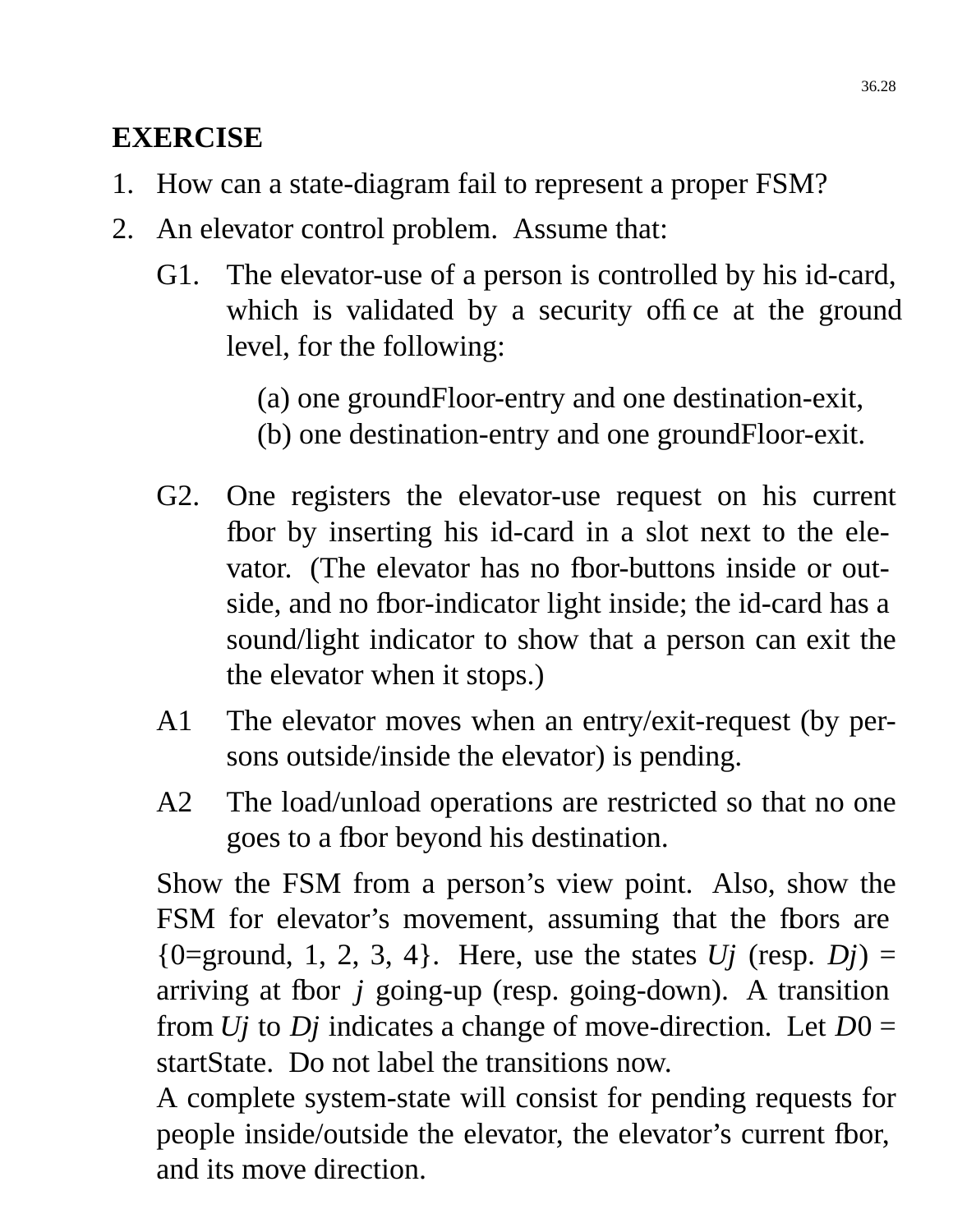## EXERCISE

1. How can a state-diagram fail to represent a proper FSM?
2. An elevator control problem. Assume that:

   G1. The elevator-use of a person is controlled by his id-card, which is validated by a security office at the ground level, for the following:

   (a) one groundFloor-entry and one destination-exit,
   (b) one destination-entry and one groundFloor-exit.

   G2. One registers the elevator-use request on his current floor by inserting his id-card in a slot next to the elevator. (The elevator has no floor-buttons inside or outside, and no floor-indicator light inside; the id-card has a sound/light indicator to show that a person can exit the the elevator when it stops.)

   A1 The elevator moves when an entry/exit-request (by persons outside/inside the elevator) is pending.

   A2 The load/unload operations are restricted so that no one goes to a floor beyond his destination.

   Show the FSM from a person's view point. Also, show the FSM for elevator's movement, assuming that the floors are {0=ground, 1, 2, 3, 4}. Here, use the states *Uj* (resp. *Dj*) = arriving at floor *j* going-up (resp. going-down). A transition from *Uj* to *Dj* indicates a change of move-direction. Let *D*0 = startState. Do not label the transitions now.

   A complete system-state will consist for pending requests for people inside/outside the elevator, the elevator's current floor, and its move direction.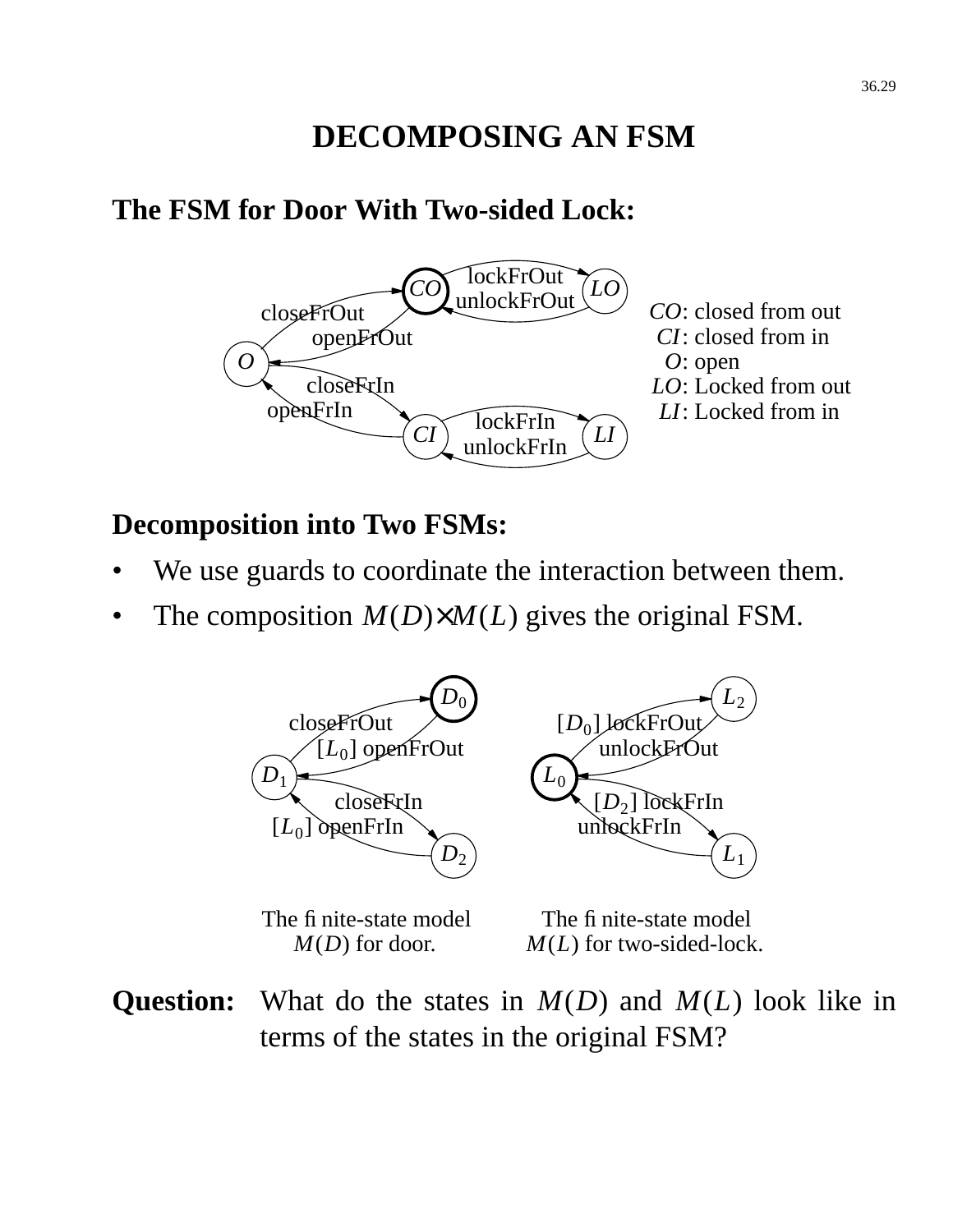# DECOMPOSING AN FSM

## The FSM for Door With Two-sided Lock:

- $CO$: closed from out
- $CI$: closed from in
- $O$: open
- $LO$: Locked from out
- $LI$: Locked from in

## Decomposition into Two FSMs:

- We use guards to coordinate the interaction between them.
- The composition $M(D){\times}M(L)$ gives the original FSM.

The finite-state model $M(D)$ for door.

The finite-state model $M(L)$ for two-sided-lock.

**Question:** What do the states in $M(D)$ and $M(L)$ look like in terms of the states in the original FSM?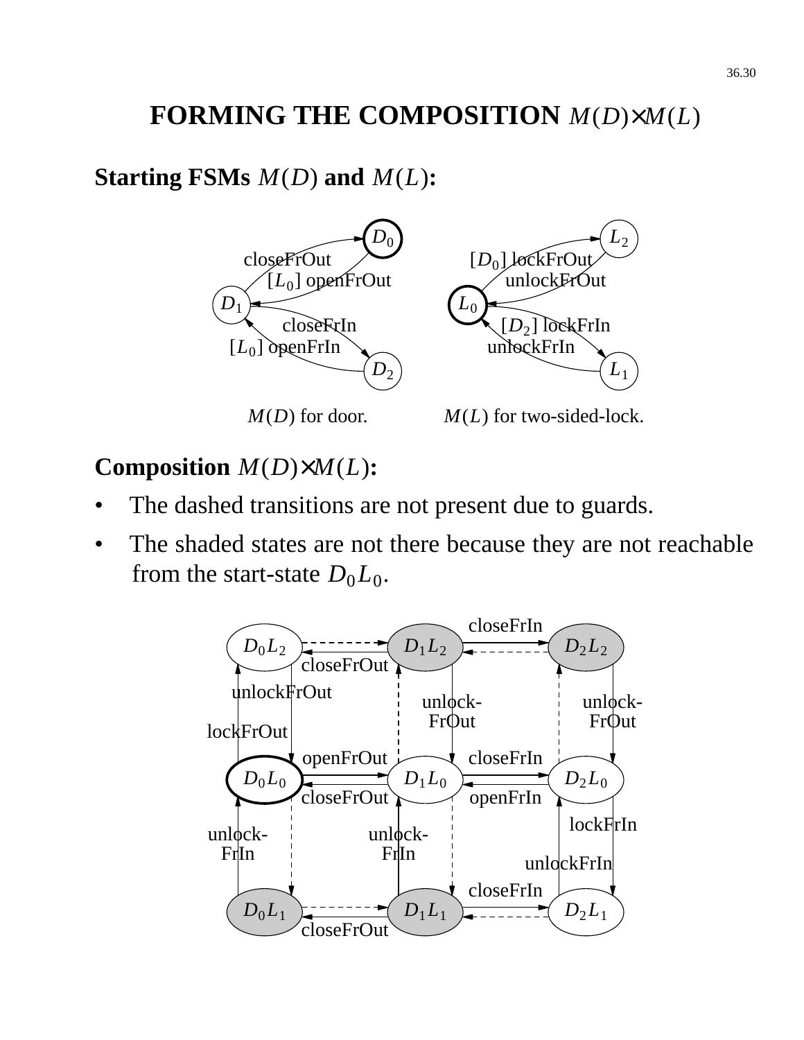# FORMING THE COMPOSITION $M(D) \times M(L)$

**Starting FSMs $M(D)$ and $M(L)$:**

$M(D)$ for door.

$M(L)$ for two-sided-lock.

**Composition $M(D) \times M(L)$:**

- The dashed transitions are not present due to guards.
- The shaded states are not there because they are not reachable from the start-state $D_0L_0$.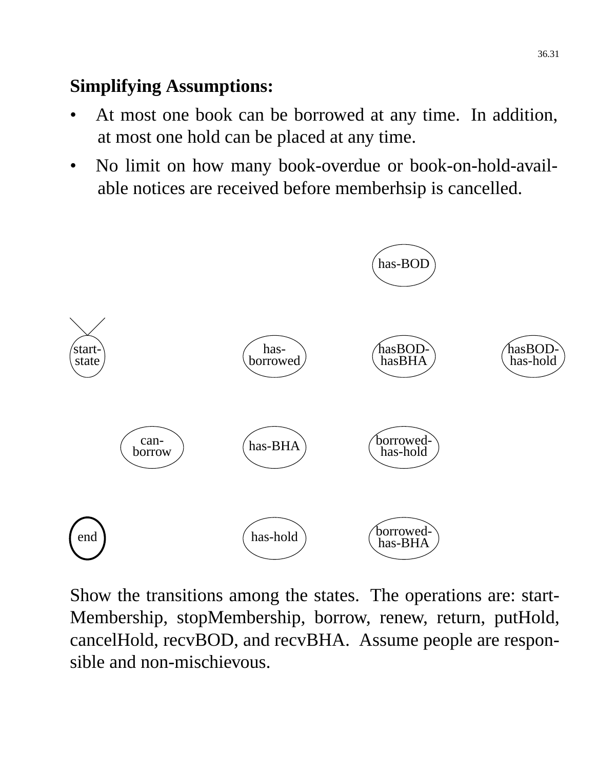**Simplifying Assumptions:**

- At most one book can be borrowed at any time. In addition, at most one hold can be placed at any time.
- No limit on how many book-overdue or book-on-hold-available notices are received before memberhsip is cancelled.

has-BOD

start-state

has-borrowed

hasBOD-hasBHA

hasBOD-has-hold

can-borrow

has-BHA

borrowed-has-hold

end

has-hold

borrowed-has-BHA

Show the transitions among the states. The operations are: startMembership, stopMembership, borrow, renew, return, putHold, cancelHold, recvBOD, and recvBHA. Assume people are responsible and non-mischievous.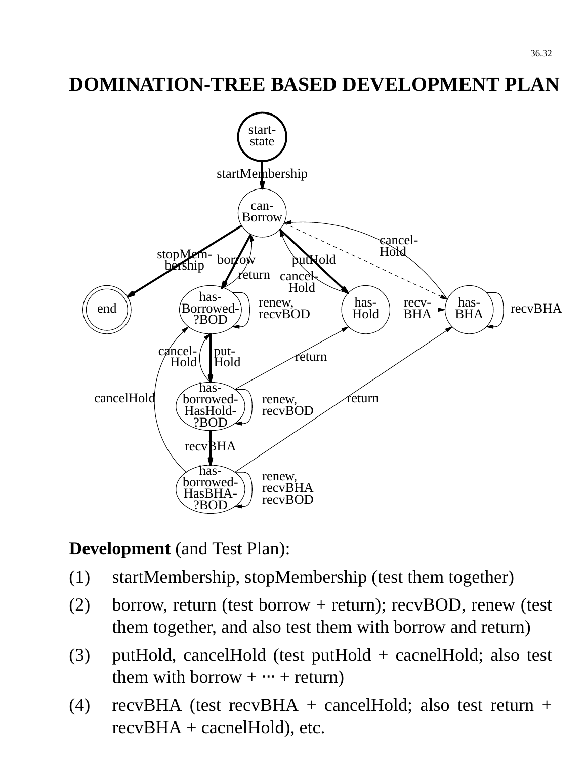# DOMINATION-TREE BASED DEVELOPMENT PLAN

**Development** (and Test Plan):

(1) startMembership, stopMembership (test them together)

(2) borrow, return (test borrow + return); recvBOD, renew (test them together, and also test them with borrow and return)

(3) putHold, cancelHold (test putHold + cacnelHold; also test them with borrow + ··· + return)

(4) recvBHA (test recvBHA + cancelHold; also test return + recvBHA + cacnelHold), etc.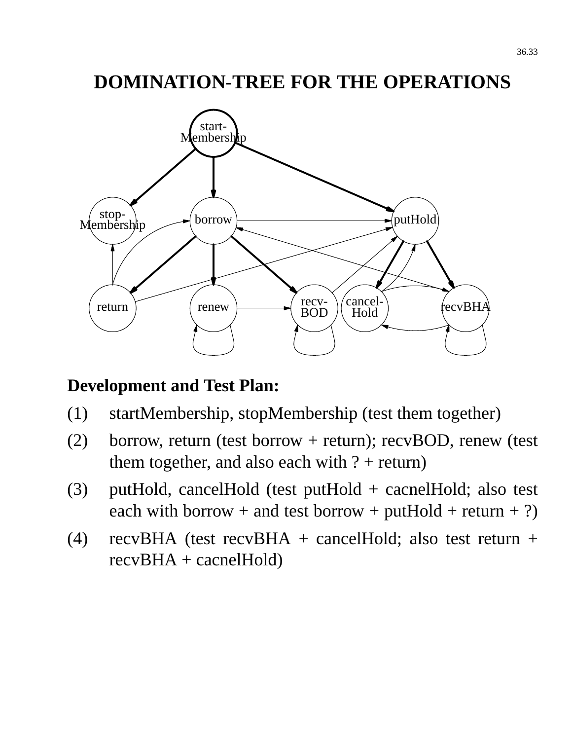# DOMINATION-TREE FOR THE OPERATIONS

**Development and Test Plan:**

(1) startMembership, stopMembership (test them together)

(2) borrow, return (test borrow + return); recvBOD, renew (test them together, and also each with ? + return)

(3) putHold, cancelHold (test putHold + cacnelHold; also test each with borrow + and test borrow + putHold + return + ?)

(4) recvBHA (test recvBHA + cancelHold; also test return + recvBHA + cacnelHold)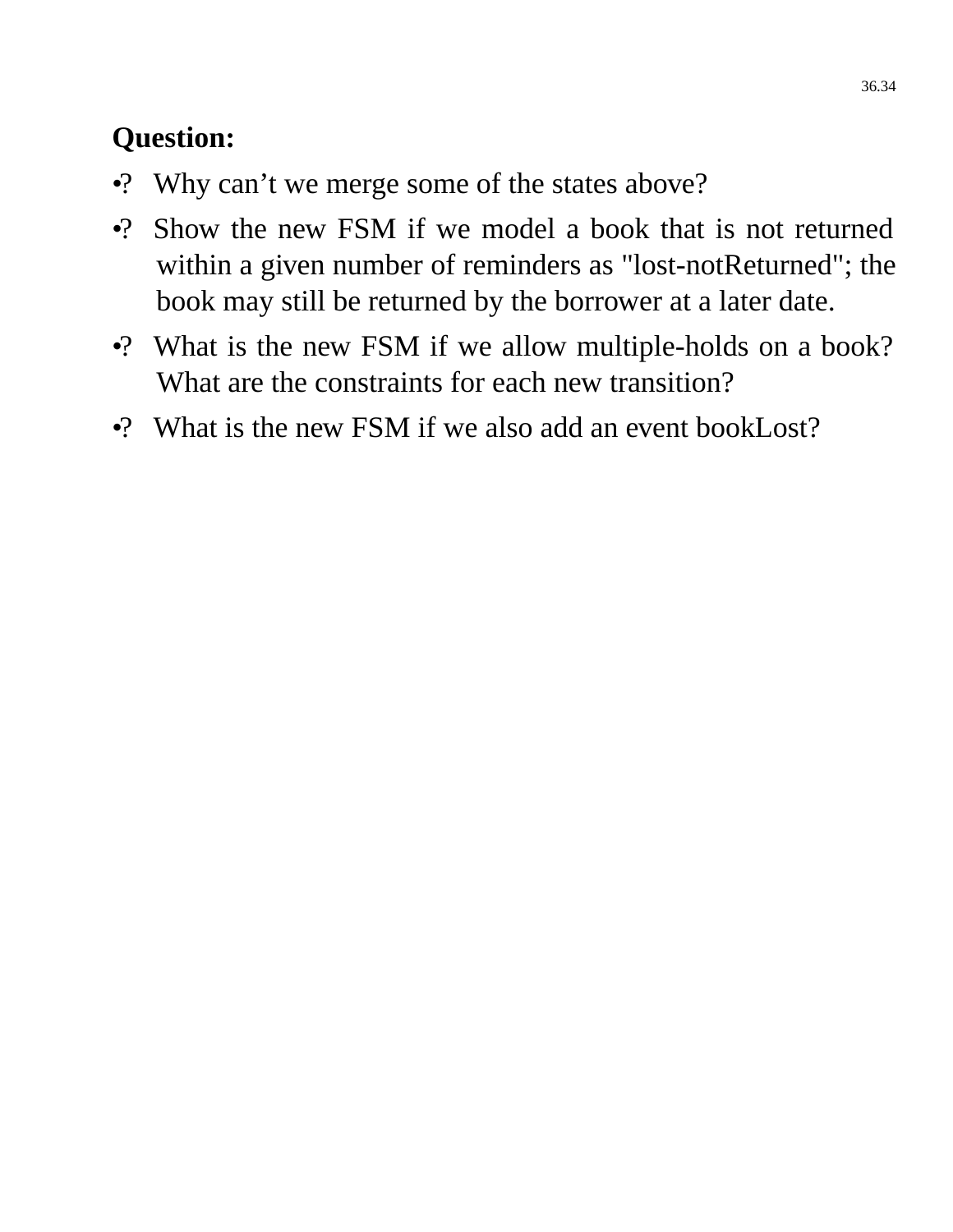**Question:**

- ? Why can't we merge some of the states above?
- ? Show the new FSM if we model a book that is not returned within a given number of reminders as "lost-notReturned"; the book may still be returned by the borrower at a later date.
- ? What is the new FSM if we allow multiple-holds on a book? What are the constraints for each new transition?
- ? What is the new FSM if we also add an event bookLost?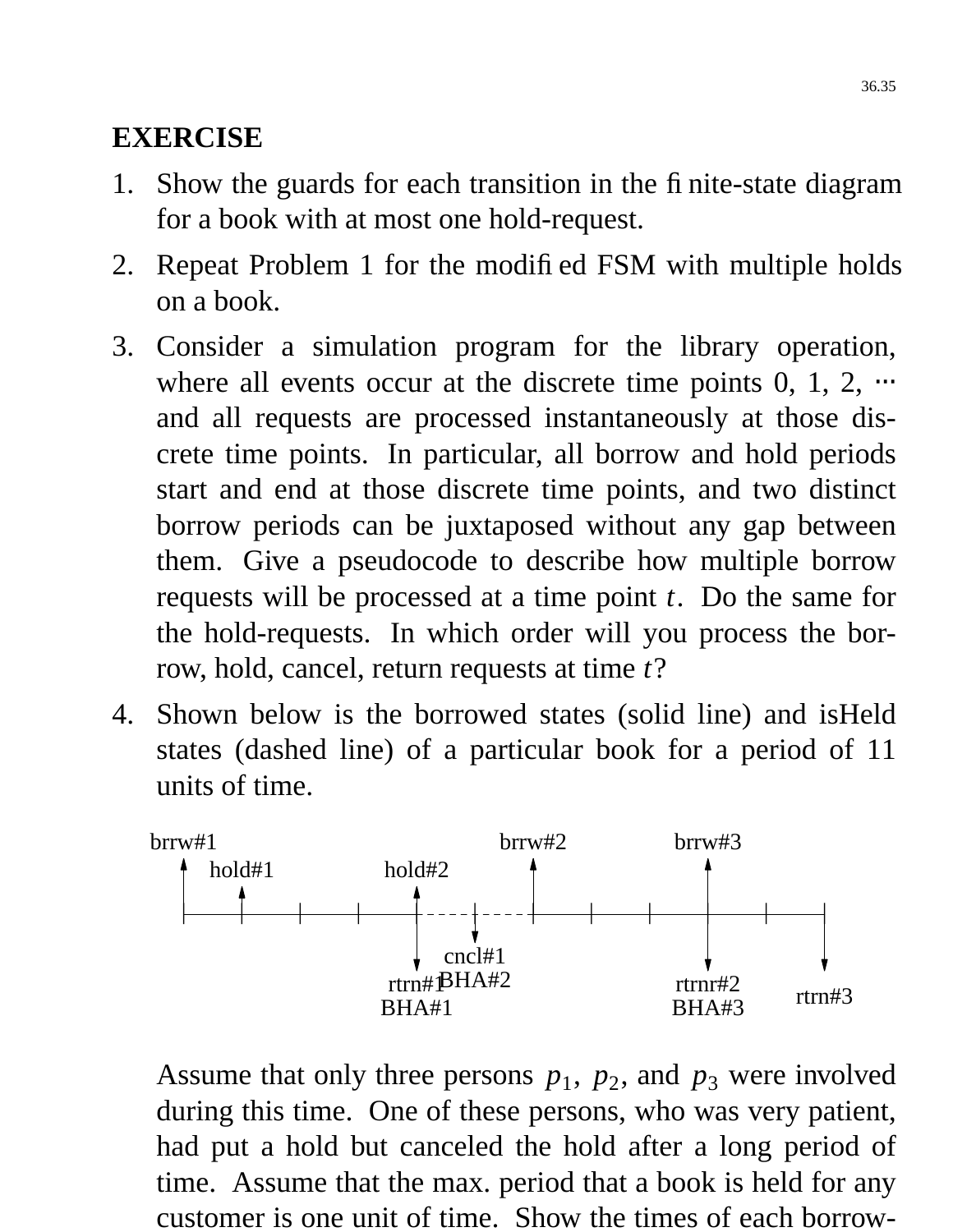## EXERCISE

1. Show the guards for each transition in the finite-state diagram for a book with at most one hold-request.
2. Repeat Problem 1 for the modified FSM with multiple holds on a book.
3. Consider a simulation program for the library operation, where all events occur at the discrete time points 0, 1, 2, ⋯ and all requests are processed instantaneously at those discrete time points. In particular, all borrow and hold periods start and end at those discrete time points, and two distinct borrow periods can be juxtaposed without any gap between them. Give a pseudocode to describe how multiple borrow requests will be processed at a time point $t$. Do the same for the hold-requests. In which order will you process the borrow, hold, cancel, return requests at time $t$?
4. Shown below is the borrowed states (solid line) and isHeld states (dashed line) of a particular book for a period of 11 units of time.

   brrw#1 hold#1 hold#2 brrw#2 brrw#3

   cncl#1 BHA#2 rtrn#1 BHA#1 rtrnr#2 BHA#3 rtrn#3

   Assume that only three persons $p_1$, $p_2$, and $p_3$ were involved during this time. One of these persons, who was very patient, had put a hold but canceled the hold after a long period of time. Assume that the max. period that a book is held for any customer is one unit of time. Show the times of each borrow-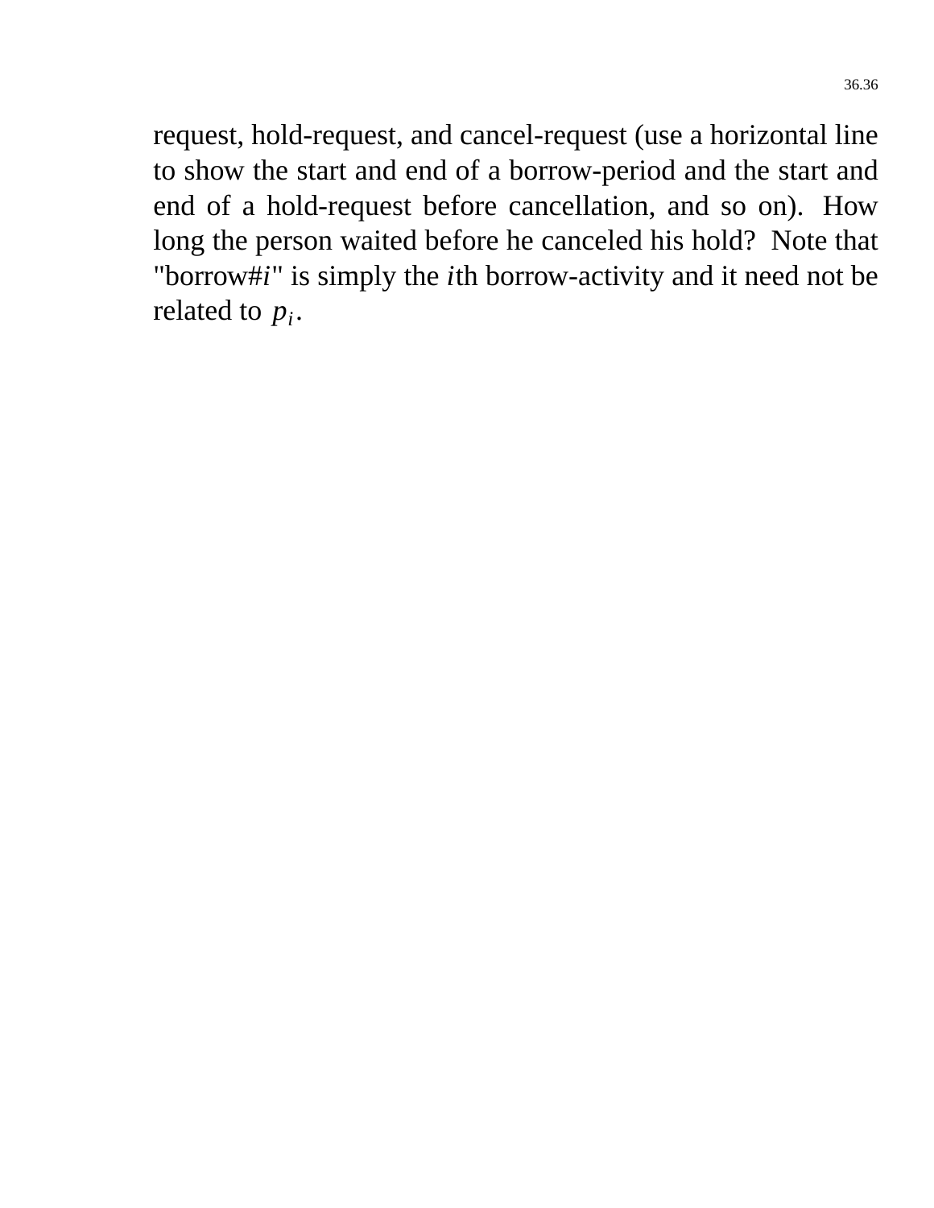request, hold-request, and cancel-request (use a horizontal line to show the start and end of a borrow-period and the start and end of a hold-request before cancellation, and so on). How long the person waited before he canceled his hold? Note that "borrow#*i*" is simply the *i*th borrow-activity and it need not be related to $p_i$.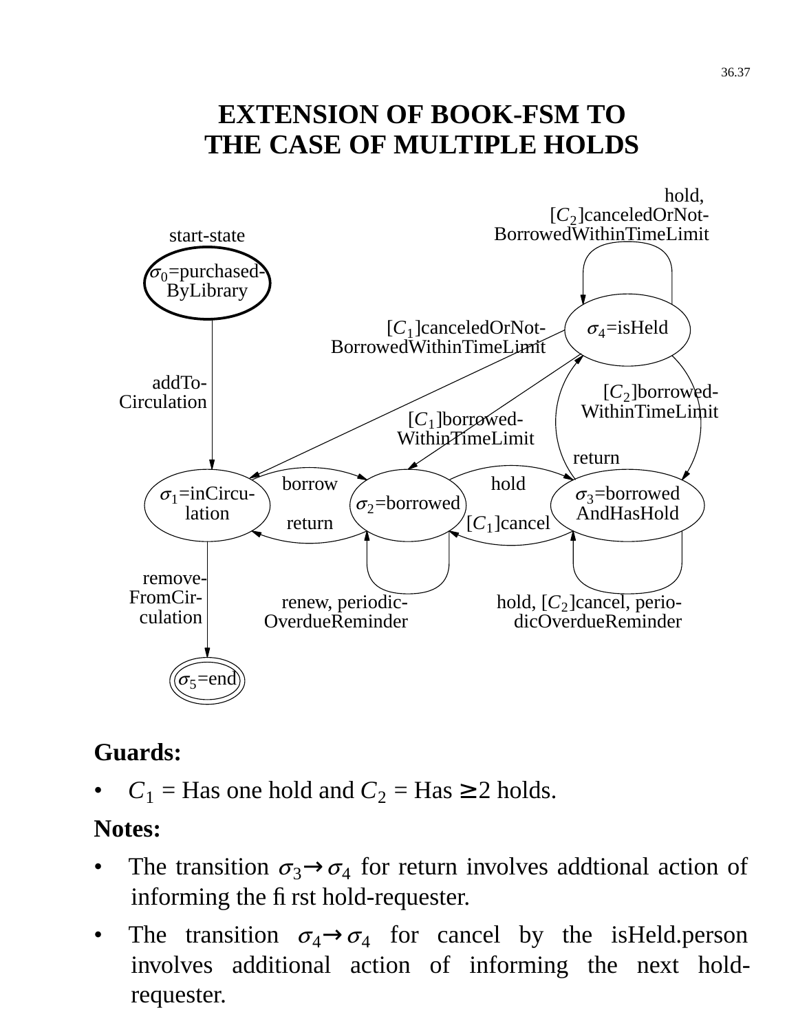# EXTENSION OF BOOK-FSM TO THE CASE OF MULTIPLE HOLDS

start-state

$\sigma_0$=purchased-ByLibrary

addTo-Circulation

$\sigma_1$=inCircu-lation

borrow

return

$\sigma_2$=borrowed

hold

$[C_1]$cancel

$\sigma_3$=borrowedAndHasHold

$\sigma_4$=isHeld

hold, $[C_2]$canceledOrNot-BorrowedWithinTimeLimit

$[C_1]$canceledOrNot-BorrowedWithinTimeLimit

$[C_2]$borrowed-WithinTimeLimit

$[C_1]$borrowed-WithinTimeLimit

return

renew, periodic-OverdueReminder

hold, $[C_2]$cancel, perio-dicOverdueReminder

remove-FromCir-culation

$\sigma_5$=end

**Guards:**

- $C_1$ = Has one hold and $C_2$ = Has $\geq$ 2 holds.

**Notes:**

- The transition $\sigma_3 \rightarrow \sigma_4$ for return involves addtional action of informing the first hold-requester.
- The transition $\sigma_4 \rightarrow \sigma_4$ for cancel by the isHeld.person involves additional action of informing the next hold-requester.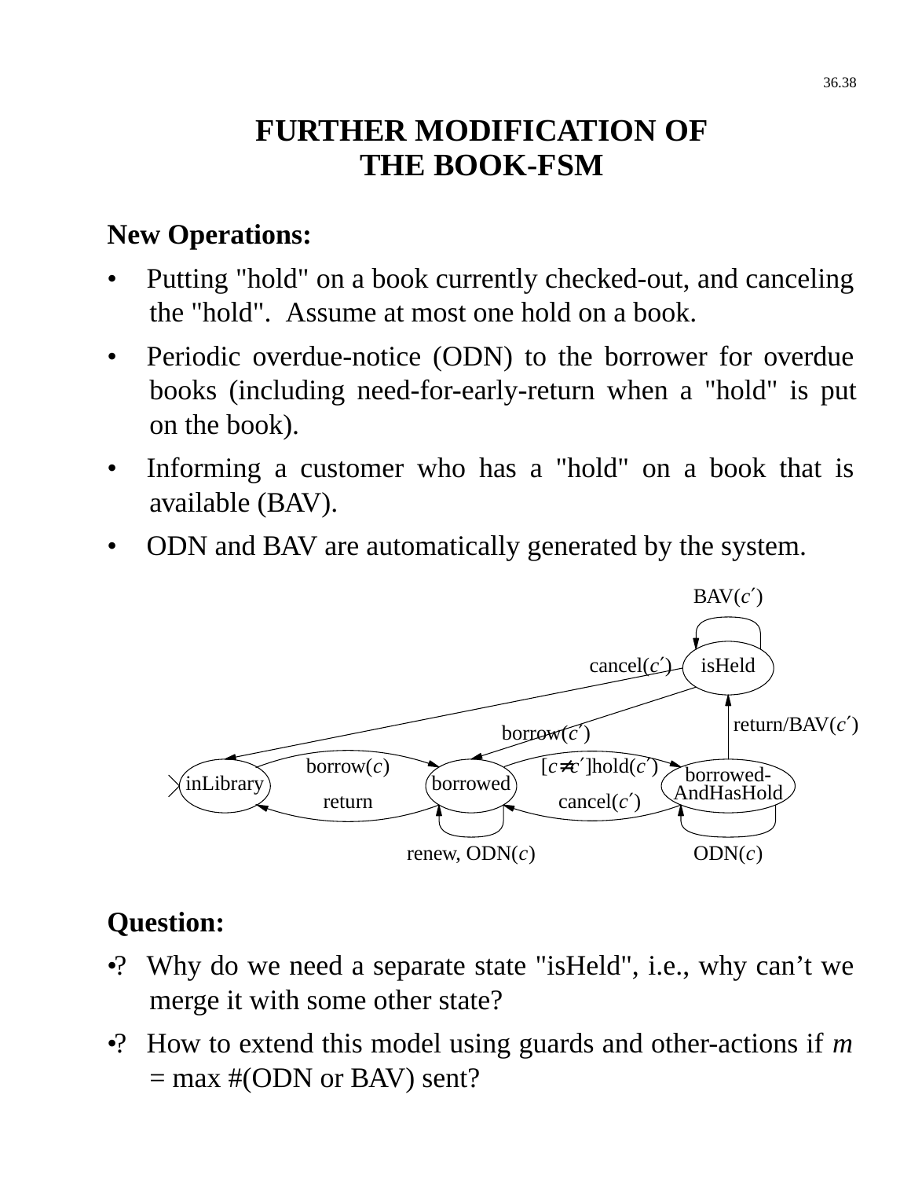# FURTHER MODIFICATION OF THE BOOK-FSM

**New Operations:**

- Putting "hold" on a book currently checked-out, and canceling the "hold". Assume at most one hold on a book.
- Periodic overdue-notice (ODN) to the borrower for overdue books (including need-for-early-return when a "hold" is put on the book).
- Informing a customer who has a "hold" on a book that is available (BAV).
- ODN and BAV are automatically generated by the system.

BAV($c'$)

cancel($c'$)

isHeld

return/BAV($c'$)

borrow($c'$)

borrow($c$)

$[c \neq c']$hold($c'$)

inLibrary

borrowed

borrowed-AndHasHold

return

cancel($c'$)

renew, ODN($c$)

ODN($c$)

**Question:**

•? Why do we need a separate state "isHeld", i.e., why can't we merge it with some other state?

•? How to extend this model using guards and other-actions if $m$ = max #(ODN or BAV) sent?